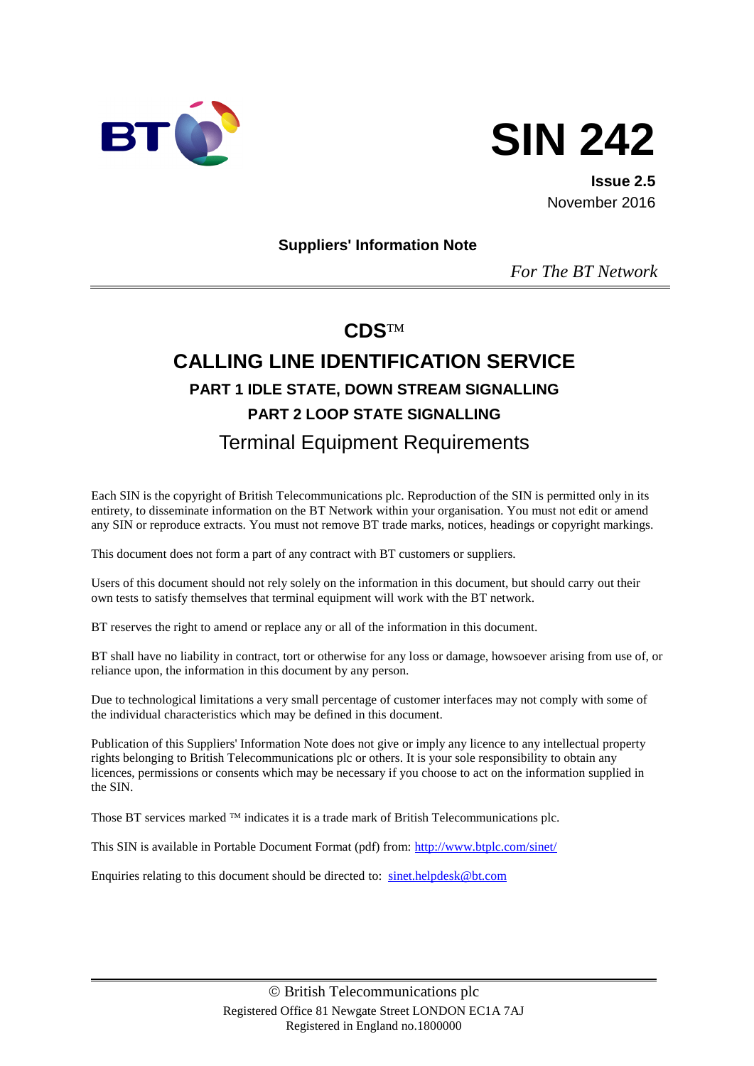# SIN 242

**Issue 2.5**
November 2016

**Suppliers' Information Note**

*For The BT Network*

---

## CDS™

## CALLING LINE IDENTIFICATION SERVICE

### PART 1 IDLE STATE, DOWN STREAM SIGNALLING

### PART 2 LOOP STATE SIGNALLING

## Terminal Equipment Requirements

Each SIN is the copyright of British Telecommunications plc. Reproduction of the SIN is permitted only in its entirety, to disseminate information on the BT Network within your organisation. You must not edit or amend any SIN or reproduce extracts. You must not remove BT trade marks, notices, headings or copyright markings.

This document does not form a part of any contract with BT customers or suppliers.

Users of this document should not rely solely on the information in this document, but should carry out their own tests to satisfy themselves that terminal equipment will work with the BT network.

BT reserves the right to amend or replace any or all of the information in this document.

BT shall have no liability in contract, tort or otherwise for any loss or damage, howsoever arising from use of, or reliance upon, the information in this document by any person.

Due to technological limitations a very small percentage of customer interfaces may not comply with some of the individual characteristics which may be defined in this document.

Publication of this Suppliers' Information Note does not give or imply any licence to any intellectual property rights belonging to British Telecommunications plc or others. It is your sole responsibility to obtain any licences, permissions or consents which may be necessary if you choose to act on the information supplied in the SIN.

Those BT services marked ™ indicates it is a trade mark of British Telecommunications plc.

This SIN is available in Portable Document Format (pdf) from: http://www.btplc.com/sinet/

Enquiries relating to this document should be directed to: sinet.helpdesk@bt.com

---

© British Telecommunications plc
Registered Office 81 Newgate Street LONDON EC1A 7AJ
Registered in England no.1800000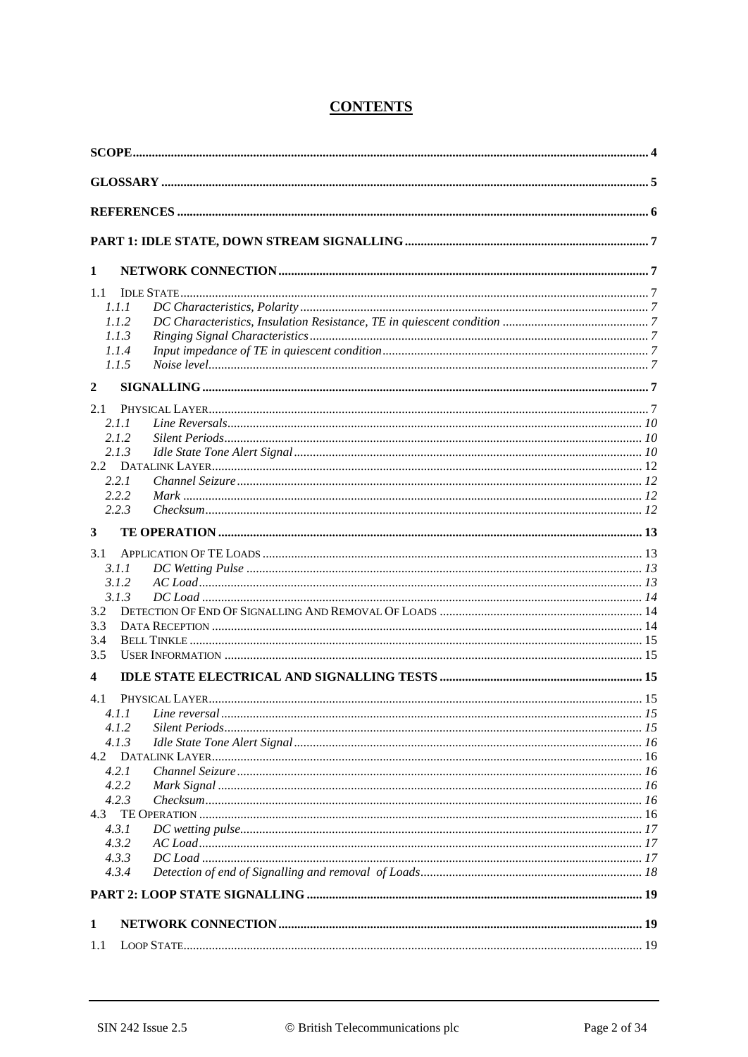# CONTENTS

**SCOPE** ..... 4

**GLOSSARY** ..... 5

**REFERENCES** ..... 6

**PART 1: IDLE STATE, DOWN STREAM SIGNALLING** ..... 7

**1 NETWORK CONNECTION** ..... 7

1.1 IDLE STATE ..... 7
- *1.1.1 DC Characteristics, Polarity* ..... 7
- *1.1.2 DC Characteristics, Insulation Resistance, TE in quiescent condition* ..... 7
- *1.1.3 Ringing Signal Characteristics* ..... 7
- *1.1.4 Input impedance of TE in quiescent condition* ..... 7
- *1.1.5 Noise level* ..... 7

**2 SIGNALLING** ..... 7

2.1 PHYSICAL LAYER ..... 7
- *2.1.1 Line Reversals* ..... 10
- *2.1.2 Silent Periods* ..... 10
- *2.1.3 Idle State Tone Alert Signal* ..... 10

2.2 DATALINK LAYER ..... 12
- *2.2.1 Channel Seizure* ..... 12
- *2.2.2 Mark* ..... 12
- *2.2.3 Checksum* ..... 12

**3 TE OPERATION** ..... 13

3.1 APPLICATION OF TE LOADS ..... 13
- *3.1.1 DC Wetting Pulse* ..... 13
- *3.1.2 AC Load* ..... 13
- *3.1.3 DC Load* ..... 14

3.2 DETECTION OF END OF SIGNALLING AND REMOVAL OF LOADS ..... 14

3.3 DATA RECEPTION ..... 14

3.4 BELL TINKLE ..... 15

3.5 USER INFORMATION ..... 15

**4 IDLE STATE ELECTRICAL AND SIGNALLING TESTS** ..... 15

4.1 PHYSICAL LAYER ..... 15
- *4.1.1 Line reversal* ..... 15
- *4.1.2 Silent Periods* ..... 15
- *4.1.3 Idle State Tone Alert Signal* ..... 16

4.2 DATALINK LAYER ..... 16
- *4.2.1 Channel Seizure* ..... 16
- *4.2.2 Mark Signal* ..... 16
- *4.2.3 Checksum* ..... 16

4.3 TE OPERATION ..... 16
- *4.3.1 DC wetting pulse* ..... 17
- *4.3.2 AC Load* ..... 17
- *4.3.3 DC Load* ..... 17
- *4.3.4 Detection of end of Signalling and removal of Loads* ..... 18

**PART 2: LOOP STATE SIGNALLING** ..... 19

**1 NETWORK CONNECTION** ..... 19

1.1 LOOP STATE ..... 19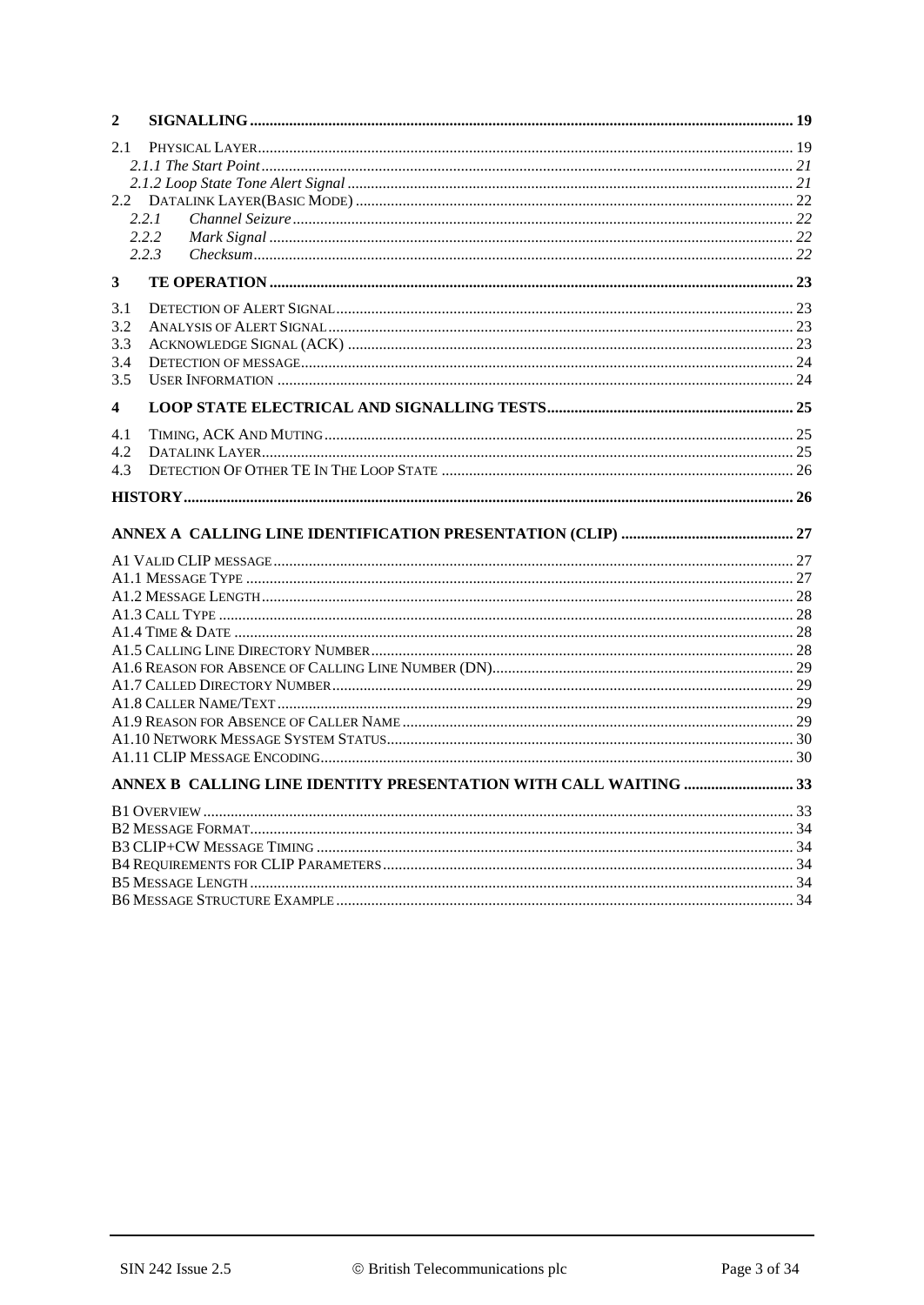**2 SIGNALLING** ........ 19

2.1 PHYSICAL LAYER ........ 19

*2.1.1 The Start Point* ........ 21

*2.1.2 Loop State Tone Alert Signal* ........ 21

2.2 DATALINK LAYER(BASIC MODE) ........ 22

*2.2.1 Channel Seizure* ........ 22

*2.2.2 Mark Signal* ........ 22

*2.2.3 Checksum* ........ 22

**3 TE OPERATION** ........ 23

3.1 DETECTION OF ALERT SIGNAL ........ 23

3.2 ANALYSIS OF ALERT SIGNAL ........ 23

3.3 ACKNOWLEDGE SIGNAL (ACK) ........ 23

3.4 DETECTION OF MESSAGE ........ 24

3.5 USER INFORMATION ........ 24

**4 LOOP STATE ELECTRICAL AND SIGNALLING TESTS** ........ 25

4.1 TIMING, ACK AND MUTING ........ 25

4.2 DATALINK LAYER ........ 25

4.3 DETECTION OF OTHER TE IN THE LOOP STATE ........ 26

**HISTORY** ........ 26

**ANNEX A CALLING LINE IDENTIFICATION PRESENTATION (CLIP)** ........ 27

A1 VALID CLIP MESSAGE ........ 27

A1.1 MESSAGE TYPE ........ 27

A1.2 MESSAGE LENGTH ........ 28

A1.3 CALL TYPE ........ 28

A1.4 TIME & DATE ........ 28

A1.5 CALLING LINE DIRECTORY NUMBER ........ 28

A1.6 REASON FOR ABSENCE OF CALLING LINE NUMBER (DN) ........ 29

A1.7 CALLED DIRECTORY NUMBER ........ 29

A1.8 CALLER NAME/TEXT ........ 29

A1.9 REASON FOR ABSENCE OF CALLER NAME ........ 29

A1.10 NETWORK MESSAGE SYSTEM STATUS ........ 30

A1.11 CLIP MESSAGE ENCODING ........ 30

**ANNEX B CALLING LINE IDENTITY PRESENTATION WITH CALL WAITING** ........ 33

B1 OVERVIEW ........ 33

B2 MESSAGE FORMAT ........ 34

B3 CLIP+CW MESSAGE TIMING ........ 34

B4 REQUIREMENTS FOR CLIP PARAMETERS ........ 34

B5 MESSAGE LENGTH ........ 34

B6 MESSAGE STRUCTURE EXAMPLE ........ 34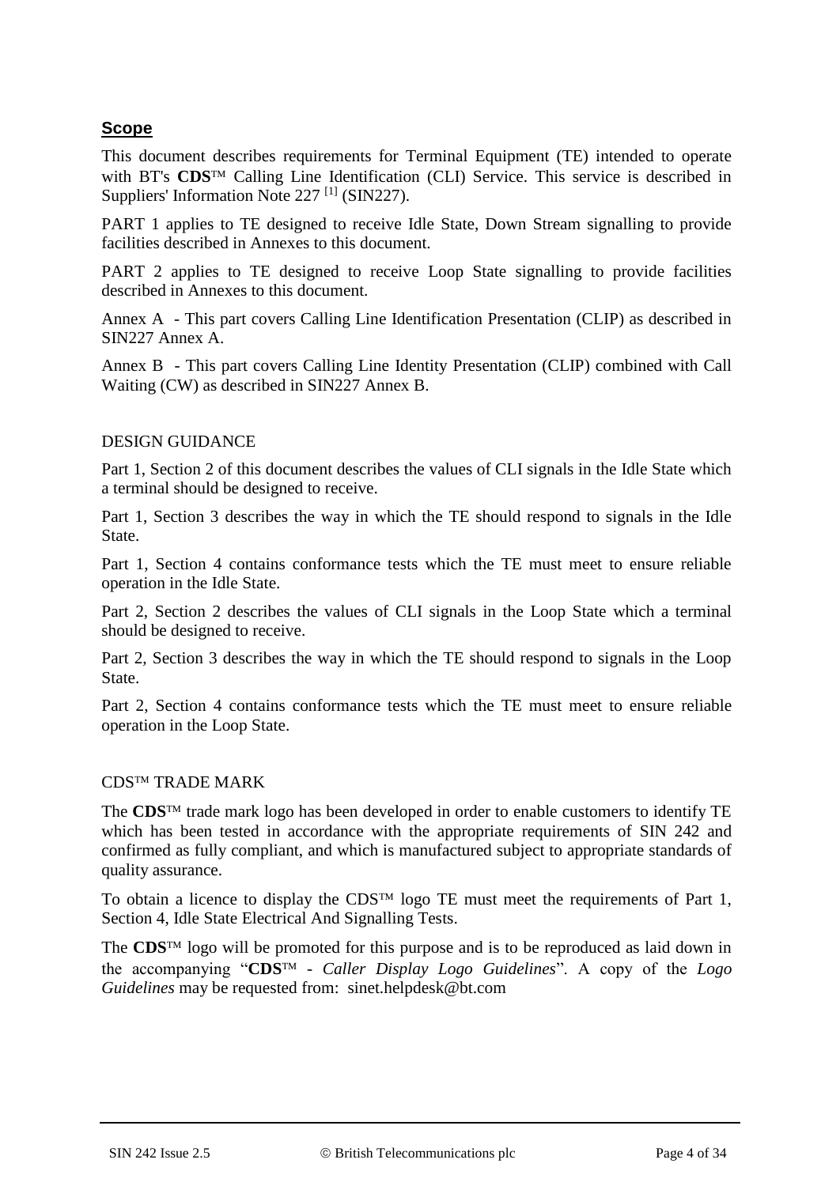## Scope

This document describes requirements for Terminal Equipment (TE) intended to operate with BT's **CDS**™ Calling Line Identification (CLI) Service. This service is described in Suppliers' Information Note 227 [1] (SIN227).

PART 1 applies to TE designed to receive Idle State, Down Stream signalling to provide facilities described in Annexes to this document.

PART 2 applies to TE designed to receive Loop State signalling to provide facilities described in Annexes to this document.

Annex A - This part covers Calling Line Identification Presentation (CLIP) as described in SIN227 Annex A.

Annex B - This part covers Calling Line Identity Presentation (CLIP) combined with Call Waiting (CW) as described in SIN227 Annex B.

DESIGN GUIDANCE

Part 1, Section 2 of this document describes the values of CLI signals in the Idle State which a terminal should be designed to receive.

Part 1, Section 3 describes the way in which the TE should respond to signals in the Idle State.

Part 1, Section 4 contains conformance tests which the TE must meet to ensure reliable operation in the Idle State.

Part 2, Section 2 describes the values of CLI signals in the Loop State which a terminal should be designed to receive.

Part 2, Section 3 describes the way in which the TE should respond to signals in the Loop State.

Part 2, Section 4 contains conformance tests which the TE must meet to ensure reliable operation in the Loop State.

CDS™ TRADE MARK

The **CDS**™ trade mark logo has been developed in order to enable customers to identify TE which has been tested in accordance with the appropriate requirements of SIN 242 and confirmed as fully compliant, and which is manufactured subject to appropriate standards of quality assurance.

To obtain a licence to display the CDS™ logo TE must meet the requirements of Part 1, Section 4, Idle State Electrical And Signalling Tests.

The **CDS**™ logo will be promoted for this purpose and is to be reproduced as laid down in the accompanying "**CDS**™ - *Caller Display Logo Guidelines*". A copy of the *Logo Guidelines* may be requested from: sinet.helpdesk@bt.com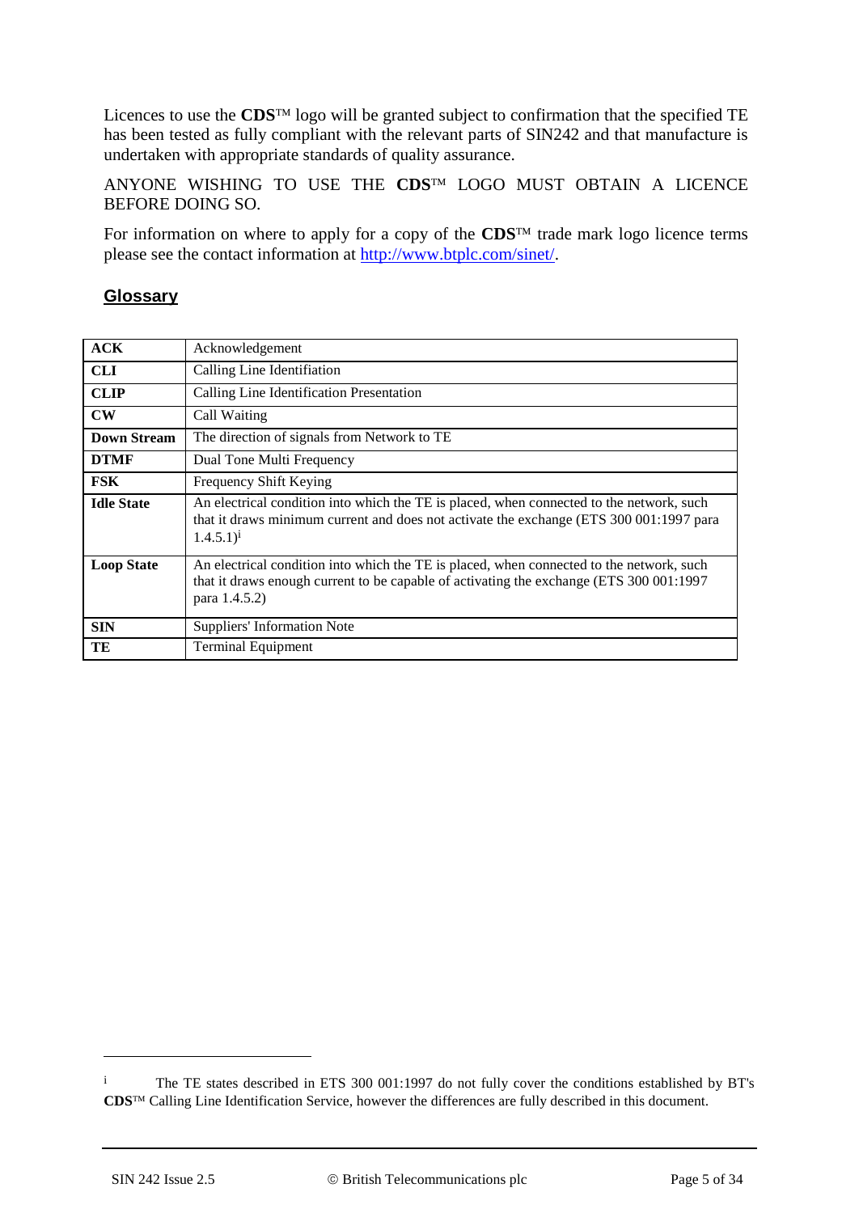Licences to use the **CDS**™ logo will be granted subject to confirmation that the specified TE has been tested as fully compliant with the relevant parts of SIN242 and that manufacture is undertaken with appropriate standards of quality assurance.

ANYONE WISHING TO USE THE **CDS**™ LOGO MUST OBTAIN A LICENCE BEFORE DOING SO.

For information on where to apply for a copy of the **CDS**™ trade mark logo licence terms please see the contact information at http://www.btplc.com/sinet/.

## Glossary

| | |
|---|---|
| **ACK** | Acknowledgement |
| **CLI** | Calling Line Identifiation |
| **CLIP** | Calling Line Identification Presentation |
| **CW** | Call Waiting |
| **Down Stream** | The direction of signals from Network to TE |
| **DTMF** | Dual Tone Multi Frequency |
| **FSK** | Frequency Shift Keying |
| **Idle State** | An electrical condition into which the TE is placed, when connected to the network, such that it draws minimum current and does not activate the exchange (ETS 300 001:1997 para 1.4.5.1)[i] |
| **Loop State** | An electrical condition into which the TE is placed, when connected to the network, such that it draws enough current to be capable of activating the exchange (ETS 300 001:1997 para 1.4.5.2) |
| **SIN** | Suppliers' Information Note |
| **TE** | Terminal Equipment |

---

[i] The TE states described in ETS 300 001:1997 do not fully cover the conditions established by BT's **CDS**™ Calling Line Identification Service, however the differences are fully described in this document.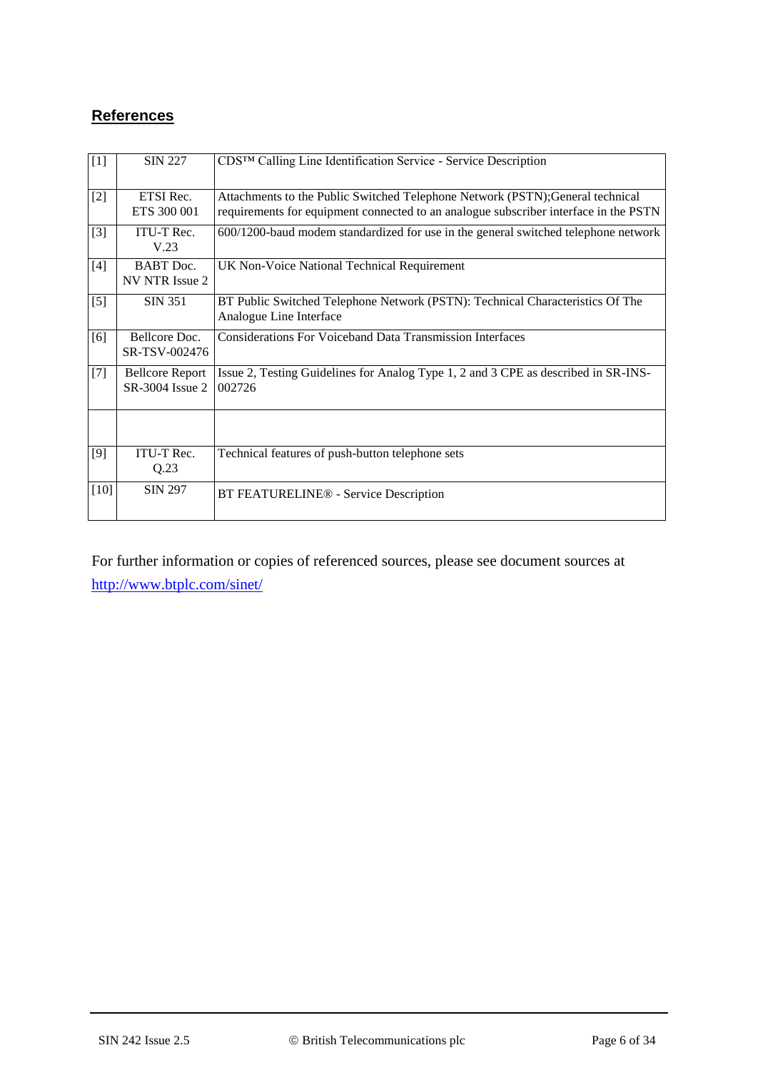## References

| | | |
|---|---|---|
| [1] | SIN 227 | CDS™ Calling Line Identification Service - Service Description |
| [2] | ETSI Rec. ETS 300 001 | Attachments to the Public Switched Telephone Network (PSTN);General technical requirements for equipment connected to an analogue subscriber interface in the PSTN |
| [3] | ITU-T Rec. V.23 | 600/1200-baud modem standardized for use in the general switched telephone network |
| [4] | BABT Doc. NV NTR Issue 2 | UK Non-Voice National Technical Requirement |
| [5] | SIN 351 | BT Public Switched Telephone Network (PSTN): Technical Characteristics Of The Analogue Line Interface |
| [6] | Bellcore Doc. SR-TSV-002476 | Considerations For Voiceband Data Transmission Interfaces |
| [7] | Bellcore Report SR-3004 Issue 2 | Issue 2, Testing Guidelines for Analog Type 1, 2 and 3 CPE as described in SR-INS-002726 |
| | | |
| [9] | ITU-T Rec. Q.23 | Technical features of push-button telephone sets |
| [10] | SIN 297 | BT FEATURELINE® - Service Description |

For further information or copies of referenced sources, please see document sources at http://www.btplc.com/sinet/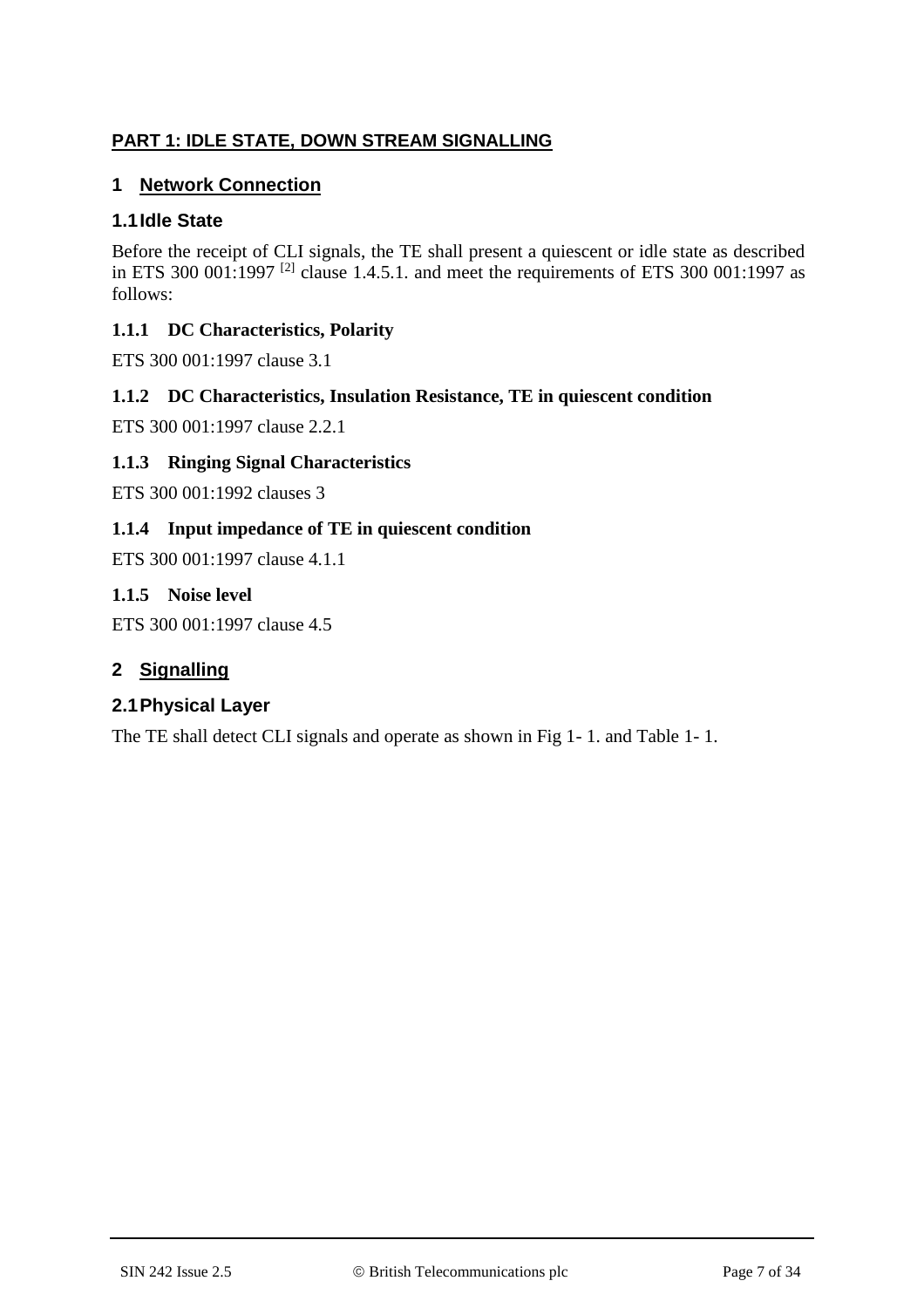## PART 1: IDLE STATE, DOWN STREAM SIGNALLING

## 1 Network Connection

### 1.1 Idle State

Before the receipt of CLI signals, the TE shall present a quiescent or idle state as described in ETS 300 001:1997 [2] clause 1.4.5.1. and meet the requirements of ETS 300 001:1997 as follows:

#### 1.1.1 DC Characteristics, Polarity

ETS 300 001:1997 clause 3.1

#### 1.1.2 DC Characteristics, Insulation Resistance, TE in quiescent condition

ETS 300 001:1997 clause 2.2.1

#### 1.1.3 Ringing Signal Characteristics

ETS 300 001:1992 clauses 3

#### 1.1.4 Input impedance of TE in quiescent condition

ETS 300 001:1997 clause 4.1.1

#### 1.1.5 Noise level

ETS 300 001:1997 clause 4.5

## 2 Signalling

### 2.1 Physical Layer

The TE shall detect CLI signals and operate as shown in Fig 1- 1. and Table 1- 1.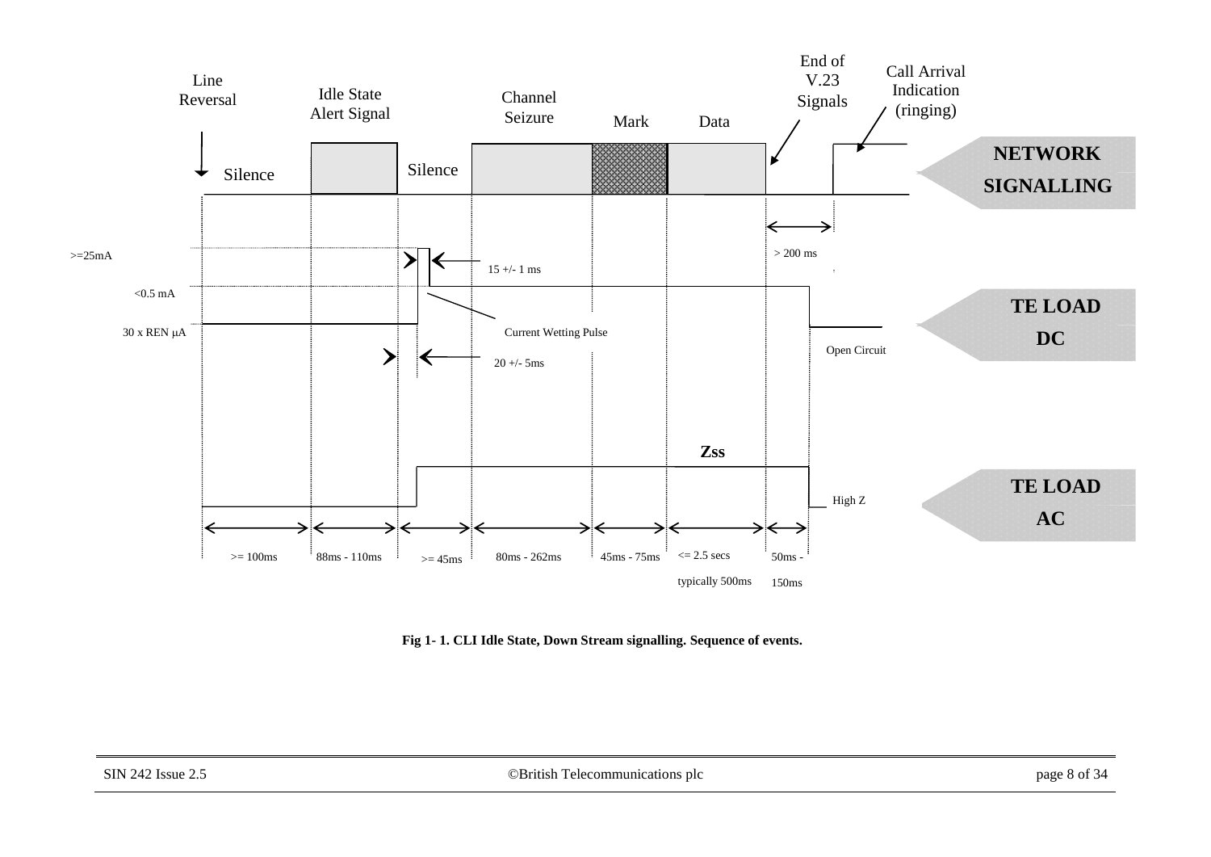Line Reversal

Idle State Alert Signal

Channel Seizure

Mark

Data

End of V.23 Signals

Call Arrival Indication (ringing)

Silence

Silence

**NETWORK SIGNALLING**

> 200 ms

>=25mA

15 +/- 1 ms

<0.5 mA

**TE LOAD DC**

30 x REN μA

Current Wetting Pulse

Open Circuit

20 +/- 5ms

**Zss**

**TE LOAD AC**

High Z

| >= 100ms | 88ms - 110ms | >= 45ms | 80ms - 262ms | 45ms - 75ms | <= 2.5 secs typically 500ms | 50ms - 150ms |
|---|---|---|---|---|---|---|

**Fig 1- 1. CLI Idle State, Down Stream signalling. Sequence of events.**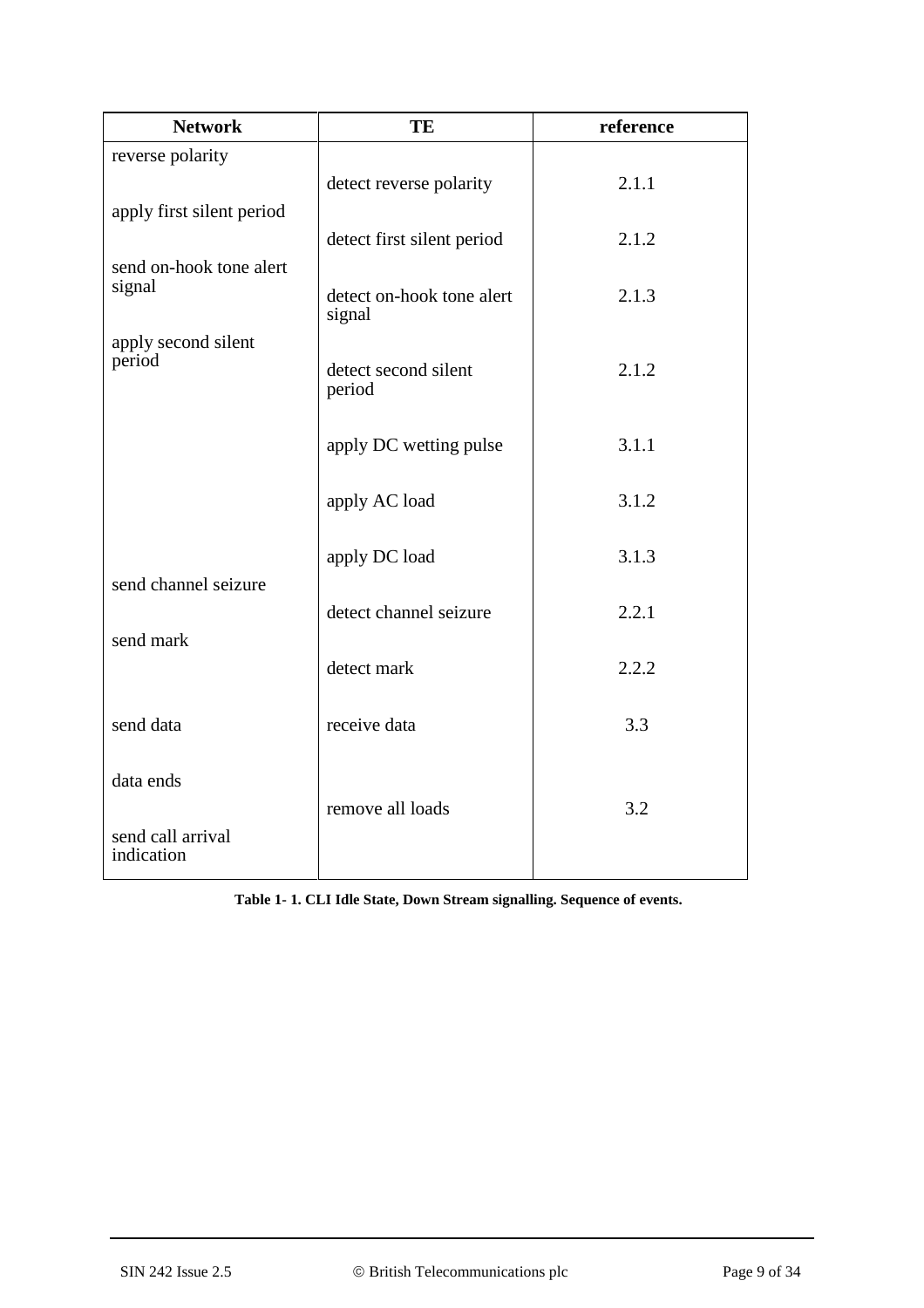| Network | TE | reference |
|---|---|---|
| reverse polarity | | |
| | detect reverse polarity | 2.1.1 |
| apply first silent period | | |
| | detect first silent period | 2.1.2 |
| send on-hook tone alert signal | | |
| | detect on-hook tone alert signal | 2.1.3 |
| apply second silent period | | |
| | detect second silent period | 2.1.2 |
| | apply DC wetting pulse | 3.1.1 |
| | apply AC load | 3.1.2 |
| | apply DC load | 3.1.3 |
| send channel seizure | | |
| | detect channel seizure | 2.2.1 |
| send mark | | |
| | detect mark | 2.2.2 |
| send data | receive data | 3.3 |
| data ends | | |
| | remove all loads | 3.2 |
| send call arrival indication | | |

**Table 1- 1. CLI Idle State, Down Stream signalling. Sequence of events.**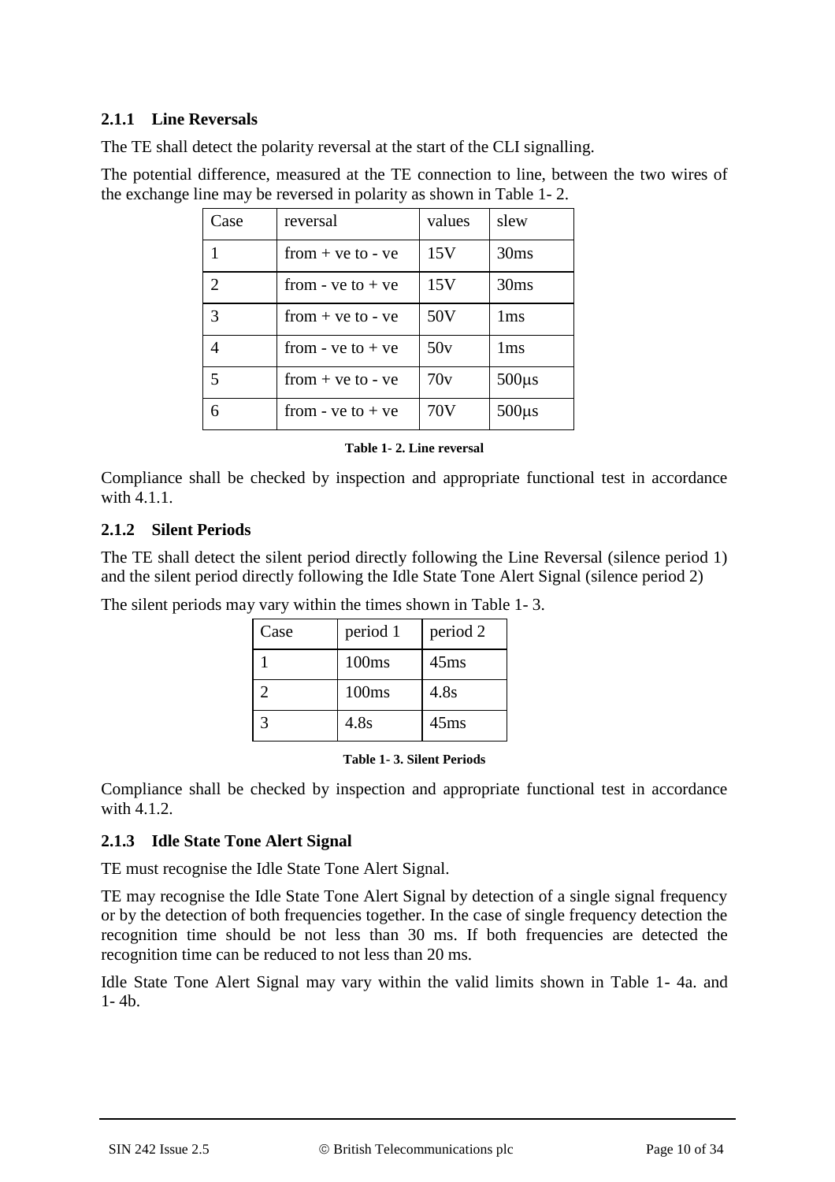### 2.1.1 Line Reversals

The TE shall detect the polarity reversal at the start of the CLI signalling.

The potential difference, measured at the TE connection to line, between the two wires of the exchange line may be reversed in polarity as shown in Table 1- 2.

| Case | reversal | values | slew |
|---|---|---|---|
| 1 | from + ve to - ve | 15V | 30ms |
| 2 | from - ve to + ve | 15V | 30ms |
| 3 | from + ve to - ve | 50V | 1ms |
| 4 | from - ve to + ve | 50v | 1ms |
| 5 | from + ve to - ve | 70v | 500μs |
| 6 | from - ve to + ve | 70V | 500μs |

**Table 1- 2. Line reversal**

Compliance shall be checked by inspection and appropriate functional test in accordance with 4.1.1.

### 2.1.2 Silent Periods

The TE shall detect the silent period directly following the Line Reversal (silence period 1) and the silent period directly following the Idle State Tone Alert Signal (silence period 2)

The silent periods may vary within the times shown in Table 1- 3.

| Case | period 1 | period 2 |
|---|---|---|
| 1 | 100ms | 45ms |
| 2 | 100ms | 4.8s |
| 3 | 4.8s | 45ms |

**Table 1- 3. Silent Periods**

Compliance shall be checked by inspection and appropriate functional test in accordance with 4.1.2.

### 2.1.3 Idle State Tone Alert Signal

TE must recognise the Idle State Tone Alert Signal.

TE may recognise the Idle State Tone Alert Signal by detection of a single signal frequency or by the detection of both frequencies together. In the case of single frequency detection the recognition time should be not less than 30 ms. If both frequencies are detected the recognition time can be reduced to not less than 20 ms.

Idle State Tone Alert Signal may vary within the valid limits shown in Table 1- 4a. and 1- 4b.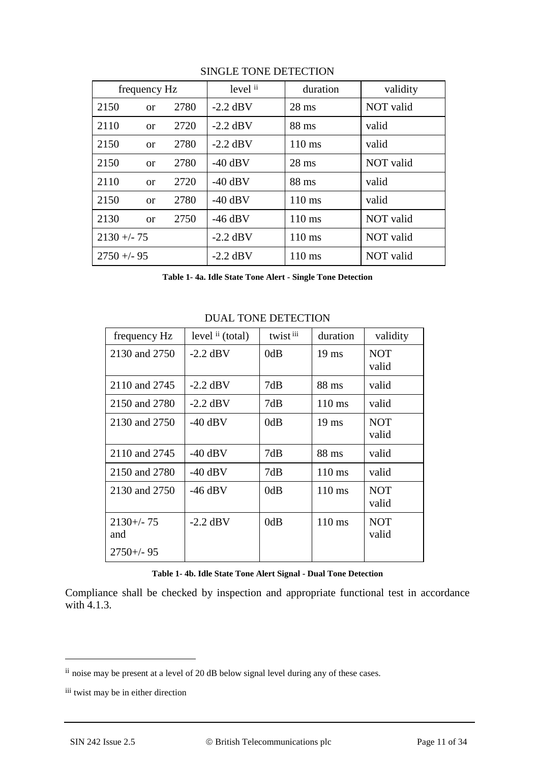SINGLE TONE DETECTION

| frequency Hz | level [ii] | duration | validity |
|---|---|---|---|
| 2150 or 2780 | -2.2 dBV | 28 ms | NOT valid |
| 2110 or 2720 | -2.2 dBV | 88 ms | valid |
| 2150 or 2780 | -2.2 dBV | 110 ms | valid |
| 2150 or 2780 | -40 dBV | 28 ms | NOT valid |
| 2110 or 2720 | -40 dBV | 88 ms | valid |
| 2150 or 2780 | -40 dBV | 110 ms | valid |
| 2130 or 2750 | -46 dBV | 110 ms | NOT valid |
| 2130 +/- 75 | -2.2 dBV | 110 ms | NOT valid |
| 2750 +/- 95 | -2.2 dBV | 110 ms | NOT valid |

**Table 1- 4a. Idle State Tone Alert - Single Tone Detection**

DUAL TONE DETECTION

| frequency Hz | level [ii] (total) | twist [iii] | duration | validity |
|---|---|---|---|---|
| 2130 and 2750 | -2.2 dBV | 0dB | 19 ms | NOT valid |
| 2110 and 2745 | -2.2 dBV | 7dB | 88 ms | valid |
| 2150 and 2780 | -2.2 dBV | 7dB | 110 ms | valid |
| 2130 and 2750 | -40 dBV | 0dB | 19 ms | NOT valid |
| 2110 and 2745 | -40 dBV | 7dB | 88 ms | valid |
| 2150 and 2780 | -40 dBV | 7dB | 110 ms | valid |
| 2130 and 2750 | -46 dBV | 0dB | 110 ms | NOT valid |
| 2130+/- 75 and 2750+/- 95 | -2.2 dBV | 0dB | 110 ms | NOT valid |

**Table 1- 4b. Idle State Tone Alert Signal - Dual Tone Detection**

Compliance shall be checked by inspection and appropriate functional test in accordance with 4.1.3.

[ii] noise may be present at a level of 20 dB below signal level during any of these cases.

[iii] twist may be in either direction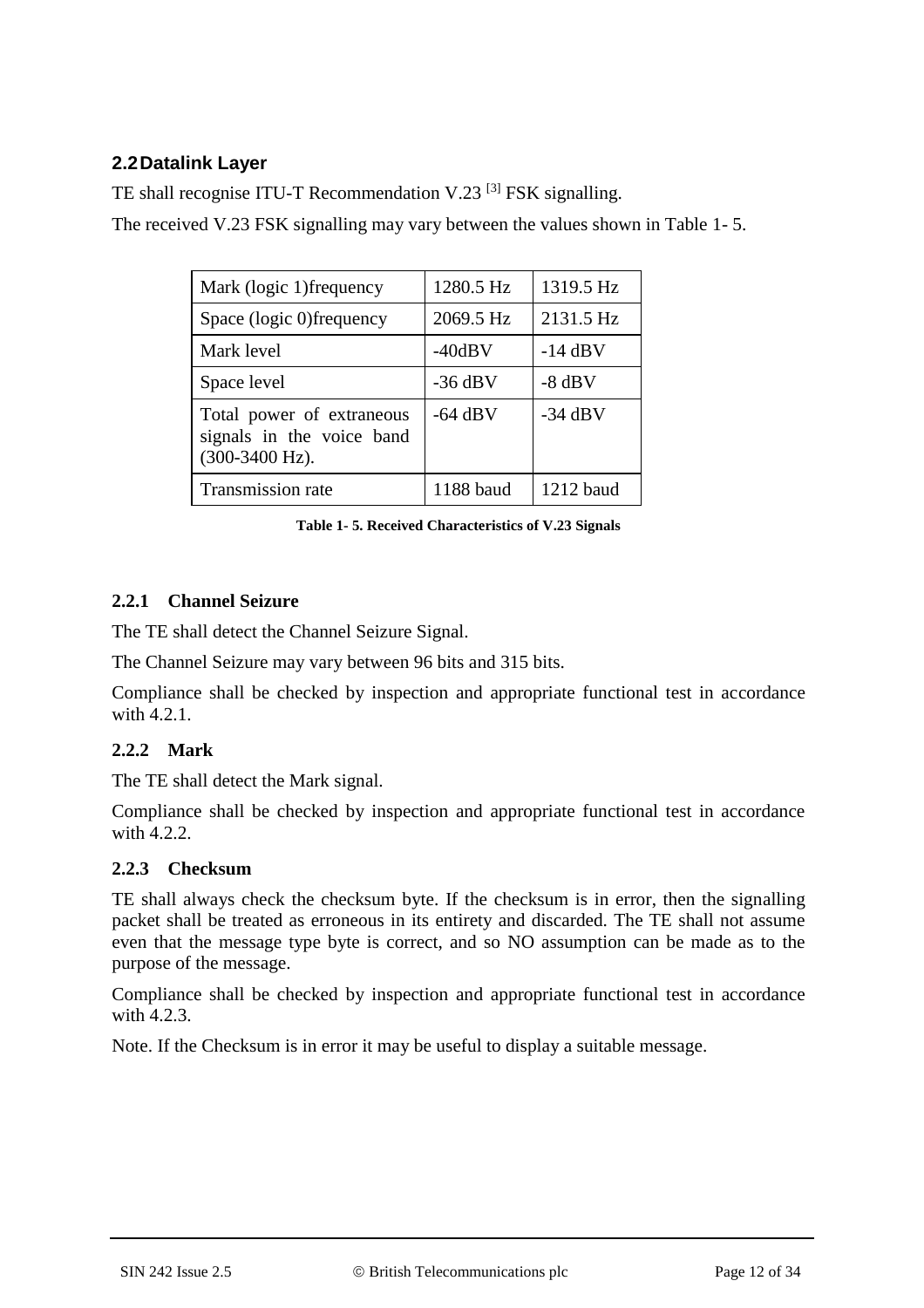## 2.2 Datalink Layer

TE shall recognise ITU-T Recommendation V.23 [3] FSK signalling.

The received V.23 FSK signalling may vary between the values shown in Table 1- 5.

| | | |
|---|---|---|
| Mark (logic 1)frequency | 1280.5 Hz | 1319.5 Hz |
| Space (logic 0)frequency | 2069.5 Hz | 2131.5 Hz |
| Mark level | -40dBV | -14 dBV |
| Space level | -36 dBV | -8 dBV |
| Total power of extraneous signals in the voice band (300-3400 Hz). | -64 dBV | -34 dBV |
| Transmission rate | 1188 baud | 1212 baud |

**Table 1- 5. Received Characteristics of V.23 Signals**

### 2.2.1 Channel Seizure

The TE shall detect the Channel Seizure Signal.

The Channel Seizure may vary between 96 bits and 315 bits.

Compliance shall be checked by inspection and appropriate functional test in accordance with 4.2.1.

### 2.2.2 Mark

The TE shall detect the Mark signal.

Compliance shall be checked by inspection and appropriate functional test in accordance with 4.2.2.

### 2.2.3 Checksum

TE shall always check the checksum byte. If the checksum is in error, then the signalling packet shall be treated as erroneous in its entirety and discarded. The TE shall not assume even that the message type byte is correct, and so NO assumption can be made as to the purpose of the message.

Compliance shall be checked by inspection and appropriate functional test in accordance with 4.2.3.

Note. If the Checksum is in error it may be useful to display a suitable message.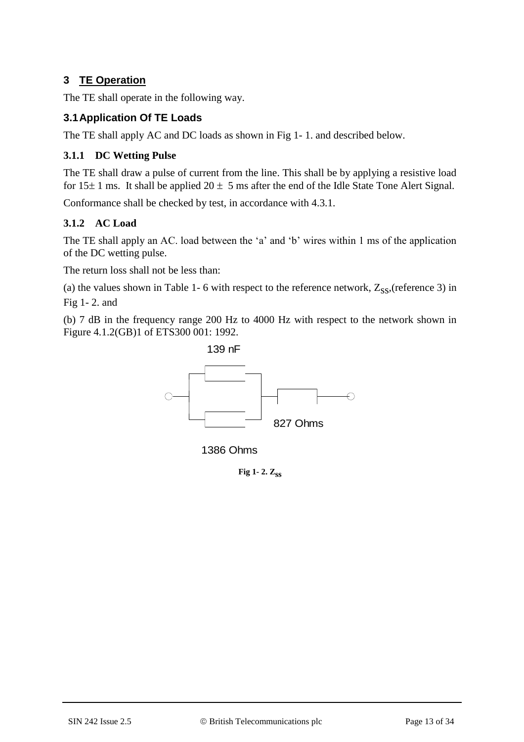## 3 TE Operation

The TE shall operate in the following way.

### 3.1 Application Of TE Loads

The TE shall apply AC and DC loads as shown in Fig 1- 1. and described below.

#### 3.1.1 DC Wetting Pulse

The TE shall draw a pulse of current from the line. This shall be by applying a resistive load for 15± 1 ms. It shall be applied 20 ± 5 ms after the end of the Idle State Tone Alert Signal.

Conformance shall be checked by test, in accordance with 4.3.1.

#### 3.1.2 AC Load

The TE shall apply an AC. load between the 'a' and 'b' wires within 1 ms of the application of the DC wetting pulse.

The return loss shall not be less than:

(a) the values shown in Table 1- 6 with respect to the reference network, $Z_{SS}$,(reference 3) in Fig 1- 2. and

(b) 7 dB in the frequency range 200 Hz to 4000 Hz with respect to the network shown in Figure 4.1.2(GB)1 of ETS300 001: 1992.

139 nF

827 Ohms

1386 Ohms

**Fig 1- 2. $Z_{SS}$**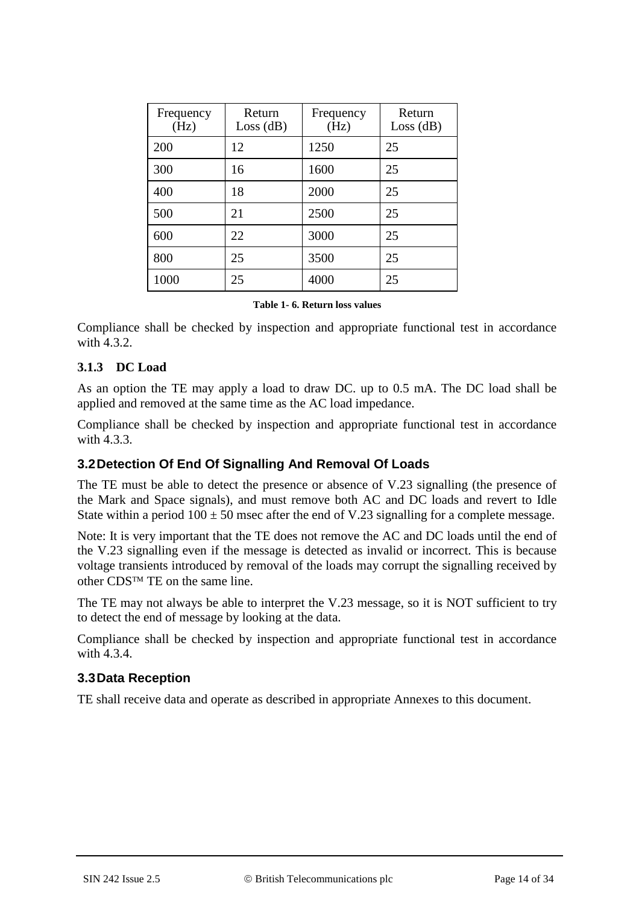| Frequency (Hz) | Return Loss (dB) | Frequency (Hz) | Return Loss (dB) |
|---|---|---|---|
| 200 | 12 | 1250 | 25 |
| 300 | 16 | 1600 | 25 |
| 400 | 18 | 2000 | 25 |
| 500 | 21 | 2500 | 25 |
| 600 | 22 | 3000 | 25 |
| 800 | 25 | 3500 | 25 |
| 1000 | 25 | 4000 | 25 |

**Table 1- 6. Return loss values**

Compliance shall be checked by inspection and appropriate functional test in accordance with 4.3.2.

### 3.1.3 DC Load

As an option the TE may apply a load to draw DC. up to 0.5 mA. The DC load shall be applied and removed at the same time as the AC load impedance.

Compliance shall be checked by inspection and appropriate functional test in accordance with 4.3.3.

## 3.2 Detection Of End Of Signalling And Removal Of Loads

The TE must be able to detect the presence or absence of V.23 signalling (the presence of the Mark and Space signals), and must remove both AC and DC loads and revert to Idle State within a period $100 \pm 50$ msec after the end of V.23 signalling for a complete message.

Note: It is very important that the TE does not remove the AC and DC loads until the end of the V.23 signalling even if the message is detected as invalid or incorrect. This is because voltage transients introduced by removal of the loads may corrupt the signalling received by other CDS™ TE on the same line.

The TE may not always be able to interpret the V.23 message, so it is NOT sufficient to try to detect the end of message by looking at the data.

Compliance shall be checked by inspection and appropriate functional test in accordance with 4.3.4.

## 3.3 Data Reception

TE shall receive data and operate as described in appropriate Annexes to this document.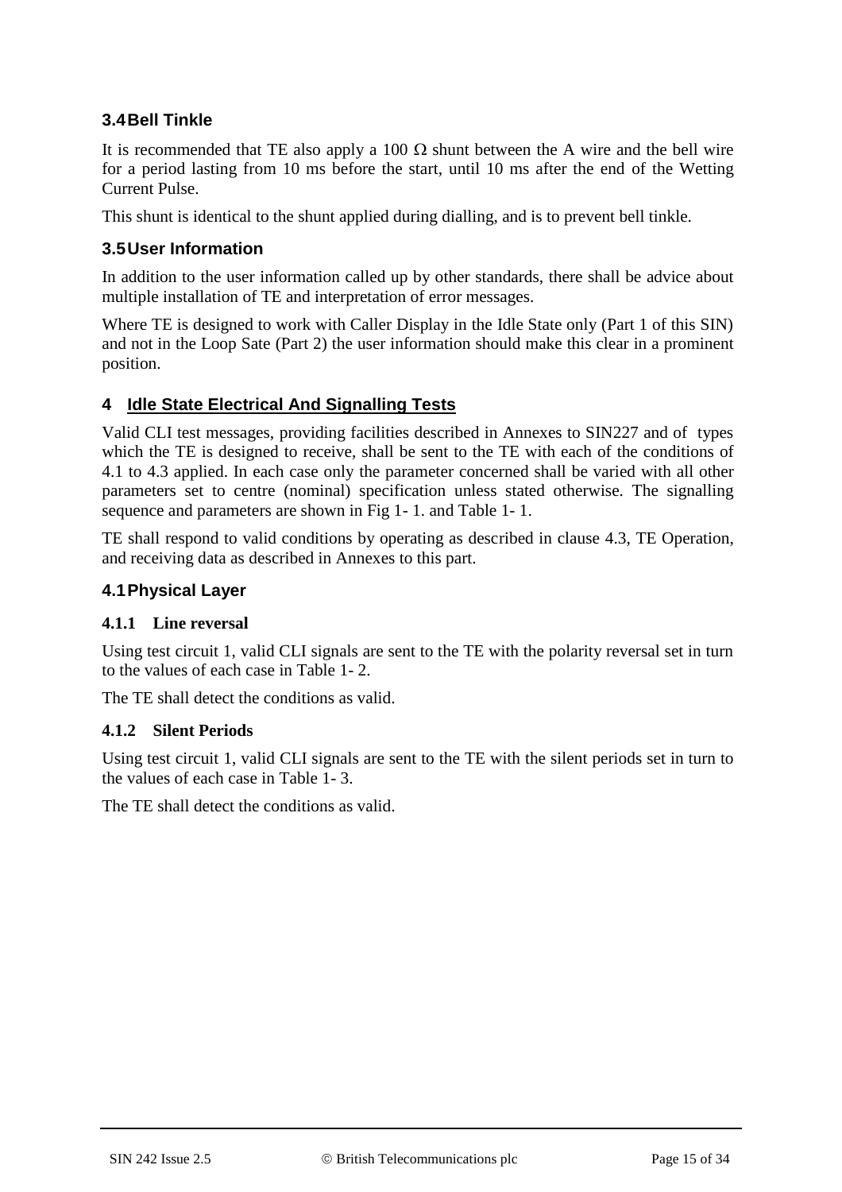### 3.4 Bell Tinkle

It is recommended that TE also apply a 100 Ω shunt between the A wire and the bell wire for a period lasting from 10 ms before the start, until 10 ms after the end of the Wetting Current Pulse.

This shunt is identical to the shunt applied during dialling, and is to prevent bell tinkle.

### 3.5 User Information

In addition to the user information called up by other standards, there shall be advice about multiple installation of TE and interpretation of error messages.

Where TE is designed to work with Caller Display in the Idle State only (Part 1 of this SIN) and not in the Loop Sate (Part 2) the user information should make this clear in a prominent position.

## 4 Idle State Electrical And Signalling Tests

Valid CLI test messages, providing facilities described in Annexes to SIN227 and of types which the TE is designed to receive, shall be sent to the TE with each of the conditions of 4.1 to 4.3 applied. In each case only the parameter concerned shall be varied with all other parameters set to centre (nominal) specification unless stated otherwise. The signalling sequence and parameters are shown in Fig 1- 1. and Table 1- 1.

TE shall respond to valid conditions by operating as described in clause 4.3, TE Operation, and receiving data as described in Annexes to this part.

### 4.1 Physical Layer

#### 4.1.1 Line reversal

Using test circuit 1, valid CLI signals are sent to the TE with the polarity reversal set in turn to the values of each case in Table 1- 2.

The TE shall detect the conditions as valid.

#### 4.1.2 Silent Periods

Using test circuit 1, valid CLI signals are sent to the TE with the silent periods set in turn to the values of each case in Table 1- 3.

The TE shall detect the conditions as valid.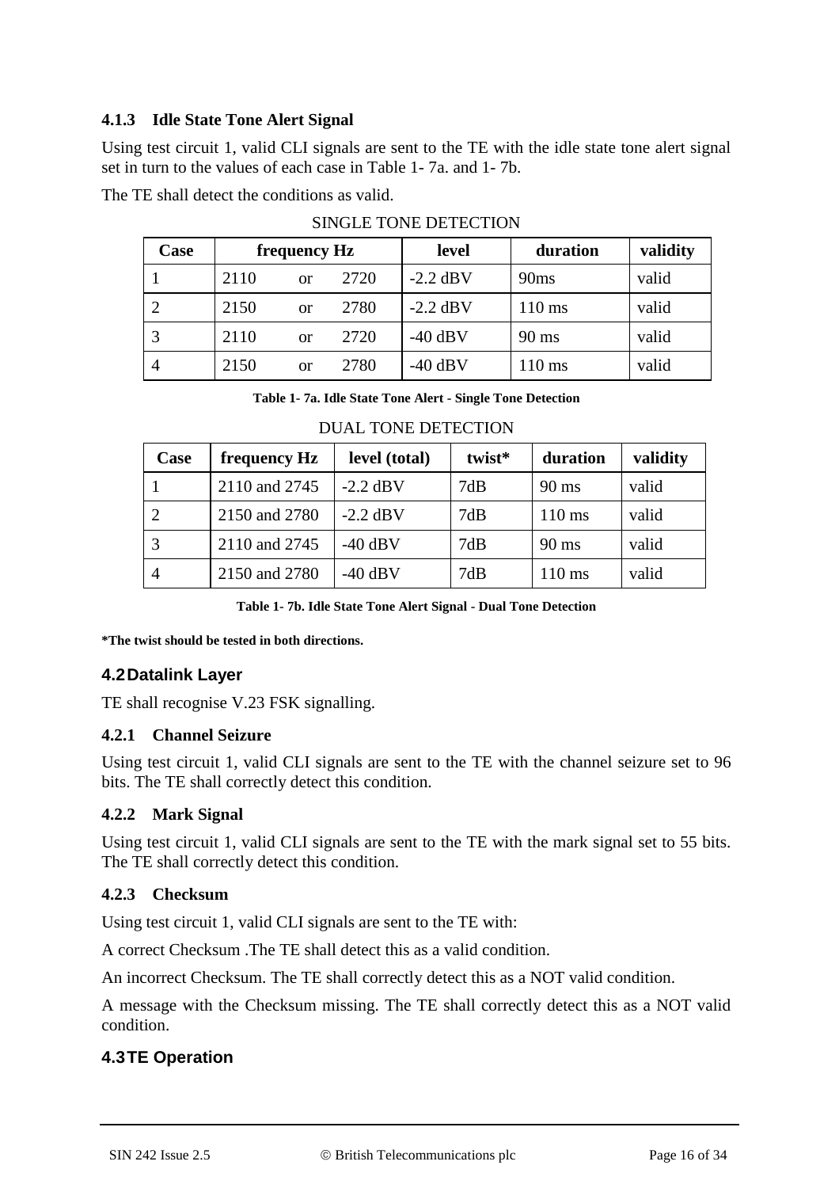#### 4.1.3 Idle State Tone Alert Signal

Using test circuit 1, valid CLI signals are sent to the TE with the idle state tone alert signal set in turn to the values of each case in Table 1- 7a. and 1- 7b.

The TE shall detect the conditions as valid.

SINGLE TONE DETECTION

| Case | frequency Hz | level | duration | validity |
|---|---|---|---|---|
| 1 | 2110 or 2720 | -2.2 dBV | 90ms | valid |
| 2 | 2150 or 2780 | -2.2 dBV | 110 ms | valid |
| 3 | 2110 or 2720 | -40 dBV | 90 ms | valid |
| 4 | 2150 or 2780 | -40 dBV | 110 ms | valid |

**Table 1- 7a. Idle State Tone Alert - Single Tone Detection**

DUAL TONE DETECTION

| Case | frequency Hz | level (total) | twist* | duration | validity |
|---|---|---|---|---|---|
| 1 | 2110 and 2745 | -2.2 dBV | 7dB | 90 ms | valid |
| 2 | 2150 and 2780 | -2.2 dBV | 7dB | 110 ms | valid |
| 3 | 2110 and 2745 | -40 dBV | 7dB | 90 ms | valid |
| 4 | 2150 and 2780 | -40 dBV | 7dB | 110 ms | valid |

**Table 1- 7b. Idle State Tone Alert Signal - Dual Tone Detection**

***The twist should be tested in both directions.**

### 4.2 Datalink Layer

TE shall recognise V.23 FSK signalling.

#### 4.2.1 Channel Seizure

Using test circuit 1, valid CLI signals are sent to the TE with the channel seizure set to 96 bits. The TE shall correctly detect this condition.

#### 4.2.2 Mark Signal

Using test circuit 1, valid CLI signals are sent to the TE with the mark signal set to 55 bits. The TE shall correctly detect this condition.

#### 4.2.3 Checksum

Using test circuit 1, valid CLI signals are sent to the TE with:

A correct Checksum .The TE shall detect this as a valid condition.

An incorrect Checksum. The TE shall correctly detect this as a NOT valid condition.

A message with the Checksum missing. The TE shall correctly detect this as a NOT valid condition.

### 4.3 TE Operation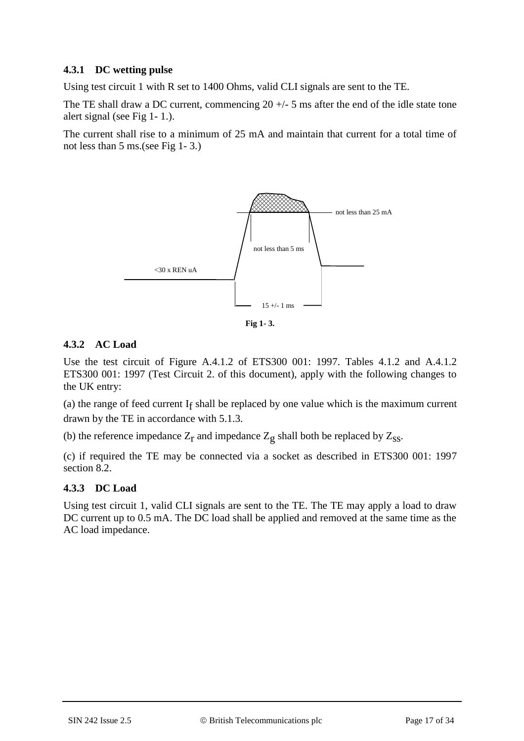### 4.3.1 DC wetting pulse

Using test circuit 1 with R set to 1400 Ohms, valid CLI signals are sent to the TE.

The TE shall draw a DC current, commencing 20 +/- 5 ms after the end of the idle state tone alert signal (see Fig 1- 1.).

The current shall rise to a minimum of 25 mA and maintain that current for a total time of not less than 5 ms.(see Fig 1- 3.)

not less than 25 mA

not less than 5 ms

<30 x REN uA

15 +/- 1 ms

**Fig 1- 3.**

### 4.3.2 AC Load

Use the test circuit of Figure A.4.1.2 of ETS300 001: 1997. Tables 4.1.2 and A.4.1.2 ETS300 001: 1997 (Test Circuit 2. of this document), apply with the following changes to the UK entry:

(a) the range of feed current $I_f$ shall be replaced by one value which is the maximum current drawn by the TE in accordance with 5.1.3.

(b) the reference impedance $Z_r$ and impedance $Z_g$ shall both be replaced by $Z_{SS}$.

(c) if required the TE may be connected via a socket as described in ETS300 001: 1997 section 8.2.

### 4.3.3 DC Load

Using test circuit 1, valid CLI signals are sent to the TE. The TE may apply a load to draw DC current up to 0.5 mA. The DC load shall be applied and removed at the same time as the AC load impedance.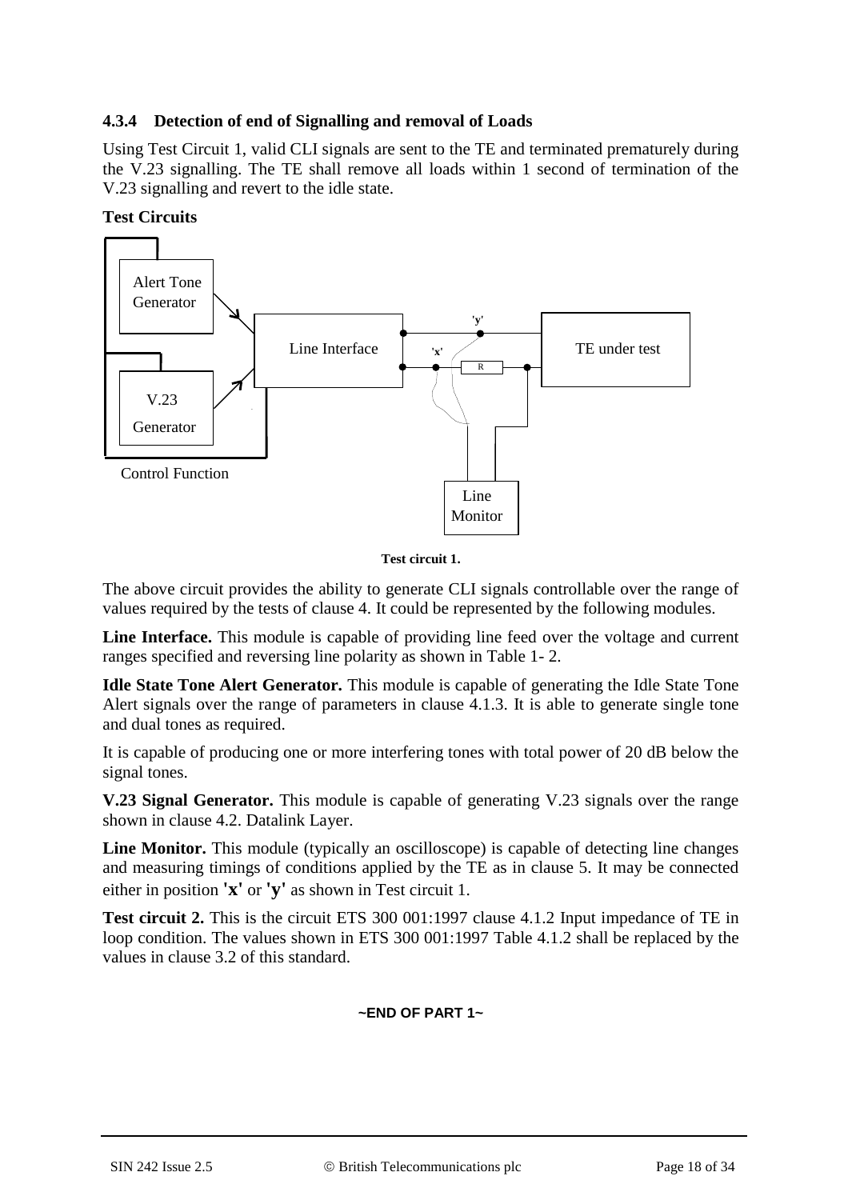### 4.3.4 Detection of end of Signalling and removal of Loads

Using Test Circuit 1, valid CLI signals are sent to the TE and terminated prematurely during the V.23 signalling. The TE shall remove all loads within 1 second of termination of the V.23 signalling and revert to the idle state.

**Test Circuits**

Alert Tone Generator

V.23 Generator

Control Function

Line Interface

'y'

'x'

R

TE under test

Line Monitor

**Test circuit 1.**

The above circuit provides the ability to generate CLI signals controllable over the range of values required by the tests of clause 4. It could be represented by the following modules.

**Line Interface.** This module is capable of providing line feed over the voltage and current ranges specified and reversing line polarity as shown in Table 1- 2.

**Idle State Tone Alert Generator.** This module is capable of generating the Idle State Tone Alert signals over the range of parameters in clause 4.1.3. It is able to generate single tone and dual tones as required.

It is capable of producing one or more interfering tones with total power of 20 dB below the signal tones.

**V.23 Signal Generator.** This module is capable of generating V.23 signals over the range shown in clause 4.2. Datalink Layer.

**Line Monitor.** This module (typically an oscilloscope) is capable of detecting line changes and measuring timings of conditions applied by the TE as in clause 5. It may be connected either in position **'x'** or **'y'** as shown in Test circuit 1.

**Test circuit 2.** This is the circuit ETS 300 001:1997 clause 4.1.2 Input impedance of TE in loop condition. The values shown in ETS 300 001:1997 Table 4.1.2 shall be replaced by the values in clause 3.2 of this standard.

**~END OF PART 1~**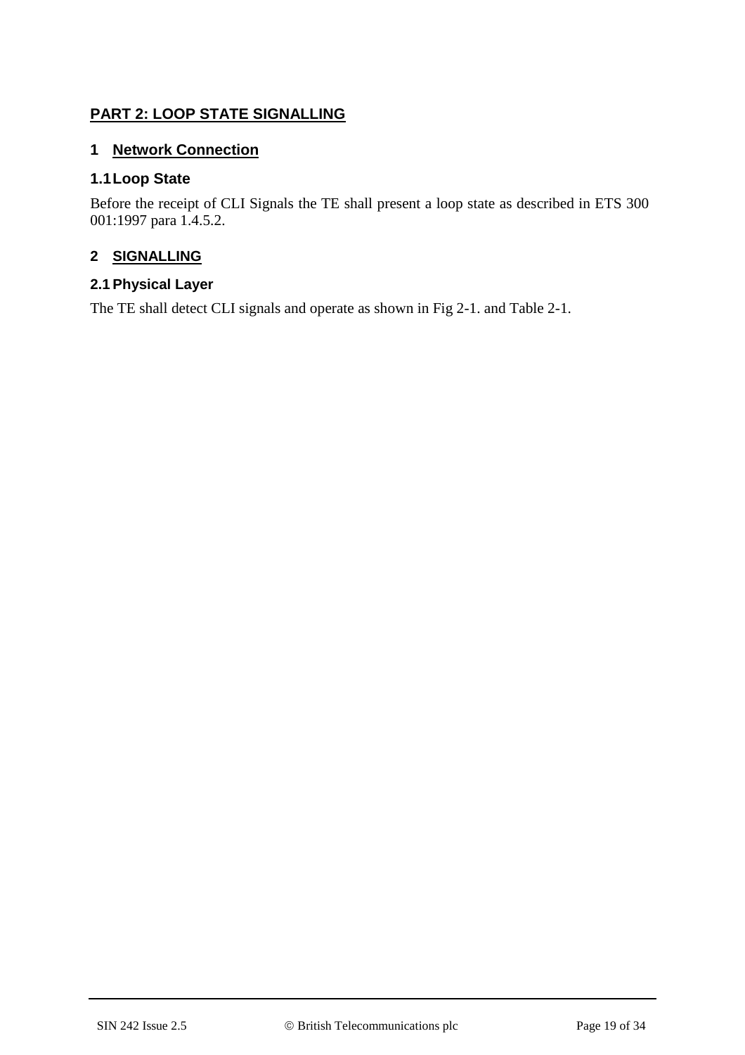# PART 2: LOOP STATE SIGNALLING

## 1 Network Connection

### 1.1 Loop State

Before the receipt of CLI Signals the TE shall present a loop state as described in ETS 300 001:1997 para 1.4.5.2.

## 2 SIGNALLING

### 2.1 Physical Layer

The TE shall detect CLI signals and operate as shown in Fig 2-1. and Table 2-1.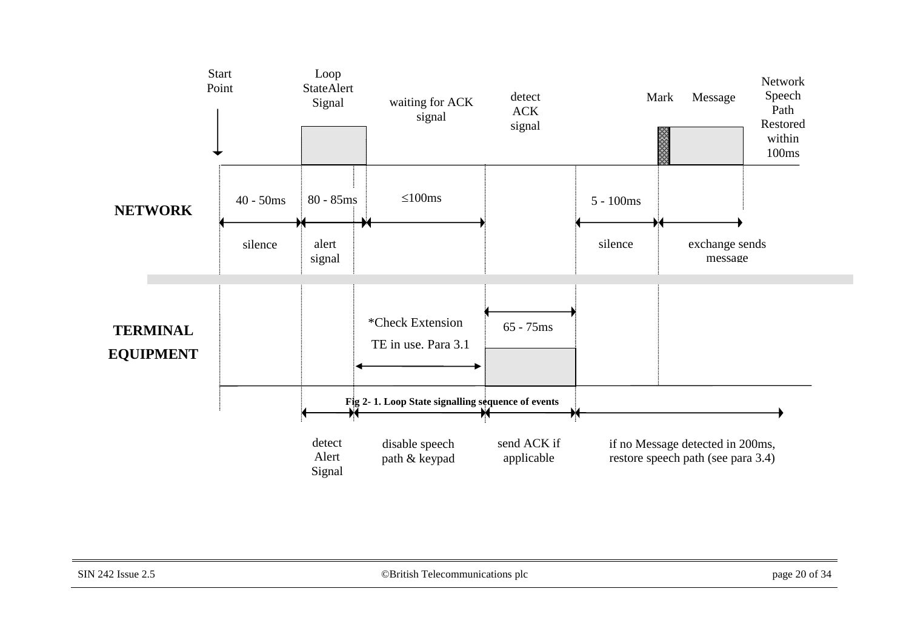Start Point

Loop StateAlert Signal

waiting for ACK signal

detect ACK signal

Mark

Message

Network Speech Path Restored within 100ms

**NETWORK**

40 - 50ms

80 - 85ms

≤100ms

5 - 100ms

silence

alert signal

silence

exchange sends message

**TERMINAL EQUIPMENT**

*Check Extension TE in use. Para 3.1

65 - 75ms

**Fig 2- 1. Loop State signalling sequence of events**

detect Alert Signal

disable speech path & keypad

send ACK if applicable

if no Message detected in 200ms, restore speech path (see para 3.4)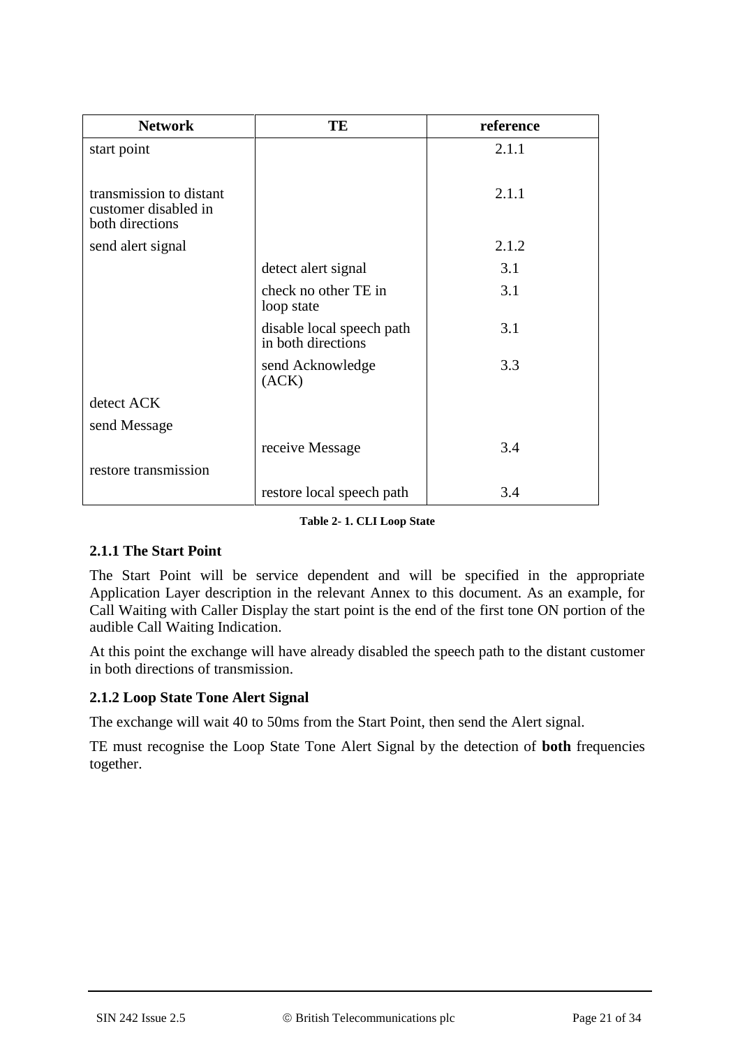| Network | TE | reference |
|---|---|---|
| start point | | 2.1.1 |
| transmission to distant customer disabled in both directions | | 2.1.1 |
| send alert signal | | 2.1.2 |
| | detect alert signal | 3.1 |
| | check no other TE in loop state | 3.1 |
| | disable local speech path in both directions | 3.1 |
| | send Acknowledge (ACK) | 3.3 |
| detect ACK | | |
| send Message | | |
| | receive Message | 3.4 |
| restore transmission | | |
| | restore local speech path | 3.4 |

**Table 2- 1. CLI Loop State**

### 2.1.1 The Start Point

The Start Point will be service dependent and will be specified in the appropriate Application Layer description in the relevant Annex to this document. As an example, for Call Waiting with Caller Display the start point is the end of the first tone ON portion of the audible Call Waiting Indication.

At this point the exchange will have already disabled the speech path to the distant customer in both directions of transmission.

### 2.1.2 Loop State Tone Alert Signal

The exchange will wait 40 to 50ms from the Start Point, then send the Alert signal.

TE must recognise the Loop State Tone Alert Signal by the detection of **both** frequencies together.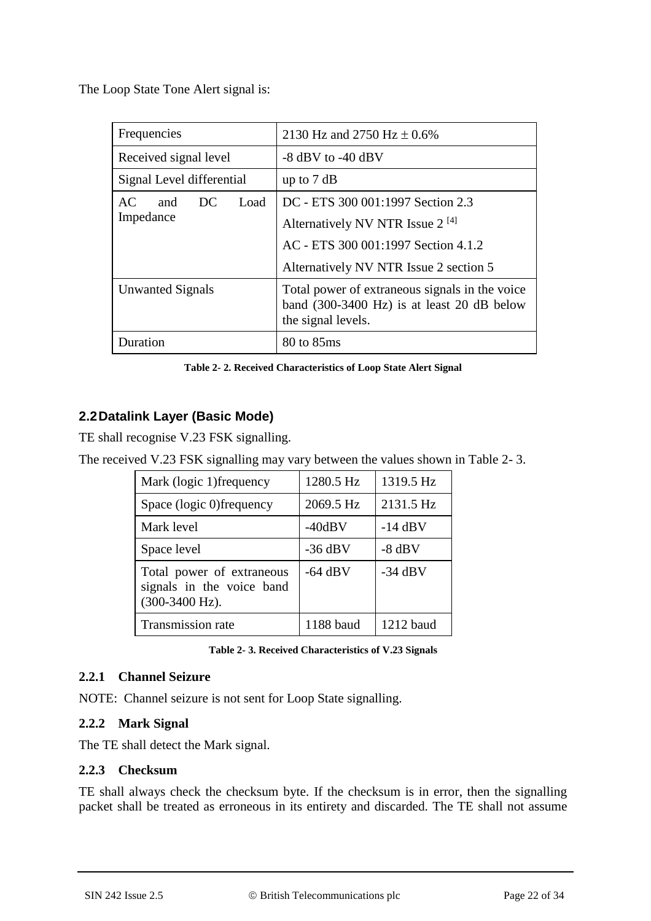The Loop State Tone Alert signal is:

| Frequencies | 2130 Hz and 2750 Hz ± 0.6% |
|---|---|
| Received signal level | -8 dBV to -40 dBV |
| Signal Level differential | up to 7 dB |
| AC and DC Load Impedance | DC - ETS 300 001:1997 Section 2.3<br>Alternatively NV NTR Issue 2 [4]<br>AC - ETS 300 001:1997 Section 4.1.2<br>Alternatively NV NTR Issue 2 section 5 |
| Unwanted Signals | Total power of extraneous signals in the voice band (300-3400 Hz) is at least 20 dB below the signal levels. |
| Duration | 80 to 85ms |

**Table 2- 2. Received Characteristics of Loop State Alert Signal**

## 2.2 Datalink Layer (Basic Mode)

TE shall recognise V.23 FSK signalling.

The received V.23 FSK signalling may vary between the values shown in Table 2- 3.

| Mark (logic 1)frequency | 1280.5 Hz | 1319.5 Hz |
|---|---|---|
| Space (logic 0)frequency | 2069.5 Hz | 2131.5 Hz |
| Mark level | -40dBV | -14 dBV |
| Space level | -36 dBV | -8 dBV |
| Total power of extraneous signals in the voice band (300-3400 Hz). | -64 dBV | -34 dBV |
| Transmission rate | 1188 baud | 1212 baud |

**Table 2- 3. Received Characteristics of V.23 Signals**

### 2.2.1 Channel Seizure

NOTE: Channel seizure is not sent for Loop State signalling.

### 2.2.2 Mark Signal

The TE shall detect the Mark signal.

### 2.2.3 Checksum

TE shall always check the checksum byte. If the checksum is in error, then the signalling packet shall be treated as erroneous in its entirety and discarded. The TE shall not assume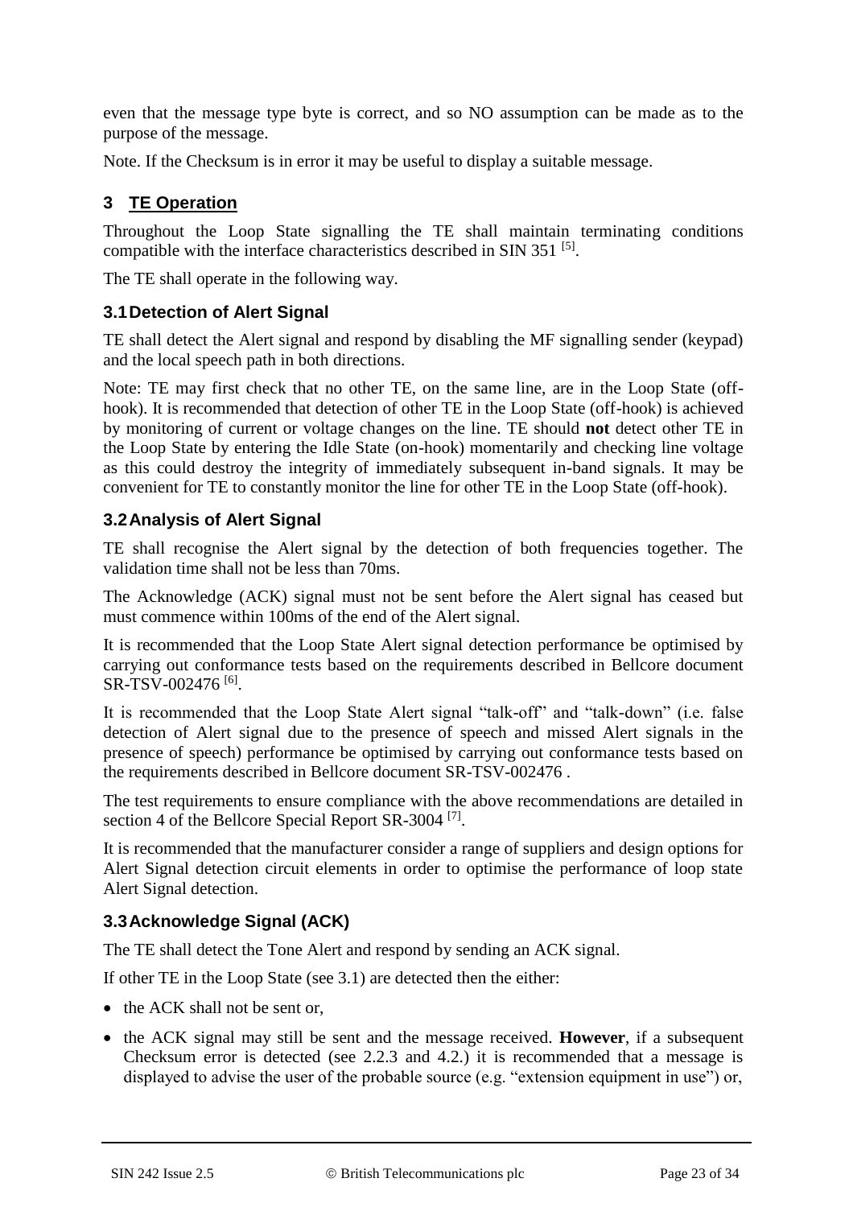even that the message type byte is correct, and so NO assumption can be made as to the purpose of the message.

Note. If the Checksum is in error it may be useful to display a suitable message.

## 3 TE Operation

Throughout the Loop State signalling the TE shall maintain terminating conditions compatible with the interface characteristics described in SIN 351 [5].

The TE shall operate in the following way.

### 3.1 Detection of Alert Signal

TE shall detect the Alert signal and respond by disabling the MF signalling sender (keypad) and the local speech path in both directions.

Note: TE may first check that no other TE, on the same line, are in the Loop State (off-hook). It is recommended that detection of other TE in the Loop State (off-hook) is achieved by monitoring of current or voltage changes on the line. TE should **not** detect other TE in the Loop State by entering the Idle State (on-hook) momentarily and checking line voltage as this could destroy the integrity of immediately subsequent in-band signals. It may be convenient for TE to constantly monitor the line for other TE in the Loop State (off-hook).

### 3.2 Analysis of Alert Signal

TE shall recognise the Alert signal by the detection of both frequencies together. The validation time shall not be less than 70ms.

The Acknowledge (ACK) signal must not be sent before the Alert signal has ceased but must commence within 100ms of the end of the Alert signal.

It is recommended that the Loop State Alert signal detection performance be optimised by carrying out conformance tests based on the requirements described in Bellcore document SR-TSV-002476 [6].

It is recommended that the Loop State Alert signal "talk-off" and "talk-down" (i.e. false detection of Alert signal due to the presence of speech and missed Alert signals in the presence of speech) performance be optimised by carrying out conformance tests based on the requirements described in Bellcore document SR-TSV-002476 .

The test requirements to ensure compliance with the above recommendations are detailed in section 4 of the Bellcore Special Report SR-3004 [7].

It is recommended that the manufacturer consider a range of suppliers and design options for Alert Signal detection circuit elements in order to optimise the performance of loop state Alert Signal detection.

### 3.3 Acknowledge Signal (ACK)

The TE shall detect the Tone Alert and respond by sending an ACK signal.

If other TE in the Loop State (see 3.1) are detected then the either:

- the ACK shall not be sent or,
- the ACK signal may still be sent and the message received. **However**, if a subsequent Checksum error is detected (see 2.2.3 and 4.2.) it is recommended that a message is displayed to advise the user of the probable source (e.g. "extension equipment in use") or,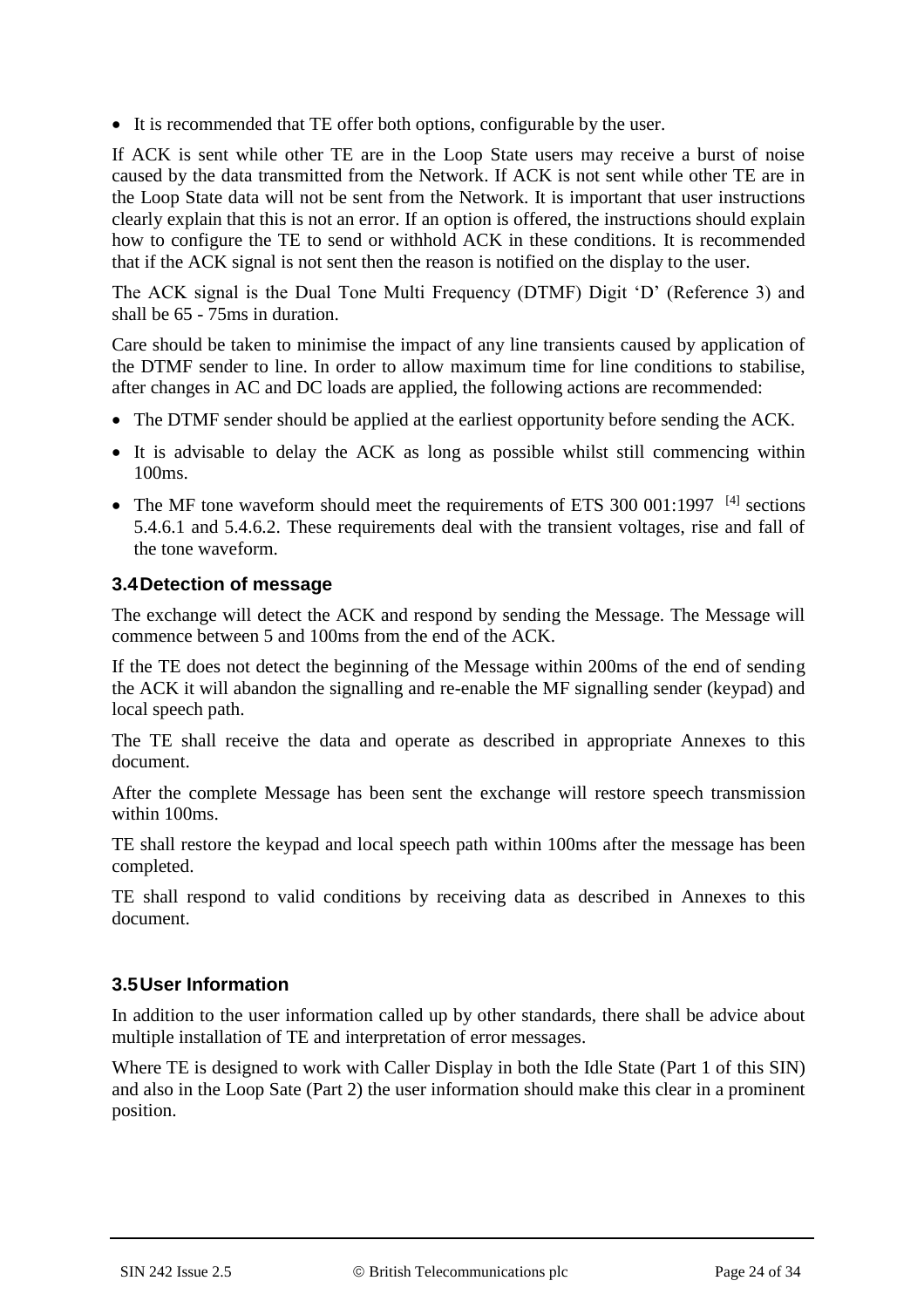- It is recommended that TE offer both options, configurable by the user.

If ACK is sent while other TE are in the Loop State users may receive a burst of noise caused by the data transmitted from the Network. If ACK is not sent while other TE are in the Loop State data will not be sent from the Network. It is important that user instructions clearly explain that this is not an error. If an option is offered, the instructions should explain how to configure the TE to send or withhold ACK in these conditions. It is recommended that if the ACK signal is not sent then the reason is notified on the display to the user.

The ACK signal is the Dual Tone Multi Frequency (DTMF) Digit 'D' (Reference 3) and shall be 65 - 75ms in duration.

Care should be taken to minimise the impact of any line transients caused by application of the DTMF sender to line. In order to allow maximum time for line conditions to stabilise, after changes in AC and DC loads are applied, the following actions are recommended:

- The DTMF sender should be applied at the earliest opportunity before sending the ACK.
- It is advisable to delay the ACK as long as possible whilst still commencing within 100ms.
- The MF tone waveform should meet the requirements of ETS 300 001:1997 [4] sections 5.4.6.1 and 5.4.6.2. These requirements deal with the transient voltages, rise and fall of the tone waveform.

### 3.4 Detection of message

The exchange will detect the ACK and respond by sending the Message. The Message will commence between 5 and 100ms from the end of the ACK.

If the TE does not detect the beginning of the Message within 200ms of the end of sending the ACK it will abandon the signalling and re-enable the MF signalling sender (keypad) and local speech path.

The TE shall receive the data and operate as described in appropriate Annexes to this document.

After the complete Message has been sent the exchange will restore speech transmission within 100ms.

TE shall restore the keypad and local speech path within 100ms after the message has been completed.

TE shall respond to valid conditions by receiving data as described in Annexes to this document.

### 3.5 User Information

In addition to the user information called up by other standards, there shall be advice about multiple installation of TE and interpretation of error messages.

Where TE is designed to work with Caller Display in both the Idle State (Part 1 of this SIN) and also in the Loop Sate (Part 2) the user information should make this clear in a prominent position.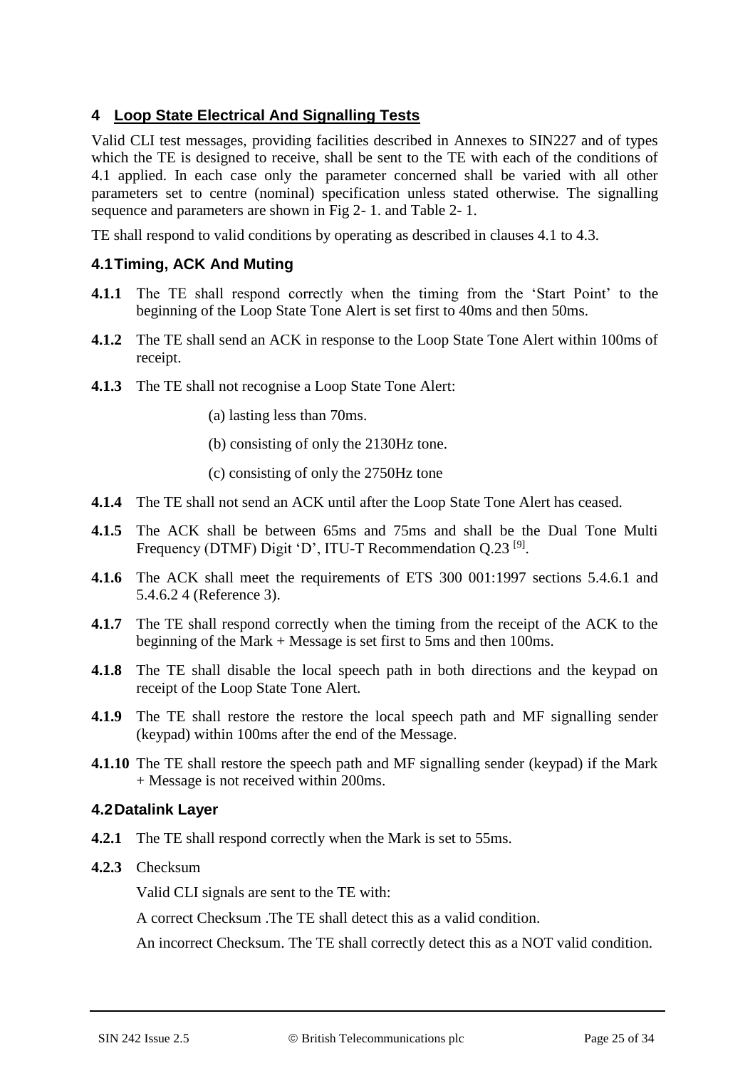# 4 Loop State Electrical And Signalling Tests

Valid CLI test messages, providing facilities described in Annexes to SIN227 and of types which the TE is designed to receive, shall be sent to the TE with each of the conditions of 4.1 applied. In each case only the parameter concerned shall be varied with all other parameters set to centre (nominal) specification unless stated otherwise. The signalling sequence and parameters are shown in Fig 2- 1. and Table 2- 1.

TE shall respond to valid conditions by operating as described in clauses 4.1 to 4.3.

## 4.1 Timing, ACK And Muting

**4.1.1** The TE shall respond correctly when the timing from the 'Start Point' to the beginning of the Loop State Tone Alert is set first to 40ms and then 50ms.

**4.1.2** The TE shall send an ACK in response to the Loop State Tone Alert within 100ms of receipt.

**4.1.3** The TE shall not recognise a Loop State Tone Alert:

(a) lasting less than 70ms.

(b) consisting of only the 2130Hz tone.

(c) consisting of only the 2750Hz tone

**4.1.4** The TE shall not send an ACK until after the Loop State Tone Alert has ceased.

**4.1.5** The ACK shall be between 65ms and 75ms and shall be the Dual Tone Multi Frequency (DTMF) Digit 'D', ITU-T Recommendation Q.23 [9].

**4.1.6** The ACK shall meet the requirements of ETS 300 001:1997 sections 5.4.6.1 and 5.4.6.2 4 (Reference 3).

**4.1.7** The TE shall respond correctly when the timing from the receipt of the ACK to the beginning of the Mark + Message is set first to 5ms and then 100ms.

**4.1.8** The TE shall disable the local speech path in both directions and the keypad on receipt of the Loop State Tone Alert.

**4.1.9** The TE shall restore the restore the local speech path and MF signalling sender (keypad) within 100ms after the end of the Message.

**4.1.10** The TE shall restore the speech path and MF signalling sender (keypad) if the Mark + Message is not received within 200ms.

## 4.2 Datalink Layer

**4.2.1** The TE shall respond correctly when the Mark is set to 55ms.

**4.2.3** Checksum

Valid CLI signals are sent to the TE with:

A correct Checksum .The TE shall detect this as a valid condition.

An incorrect Checksum. The TE shall correctly detect this as a NOT valid condition.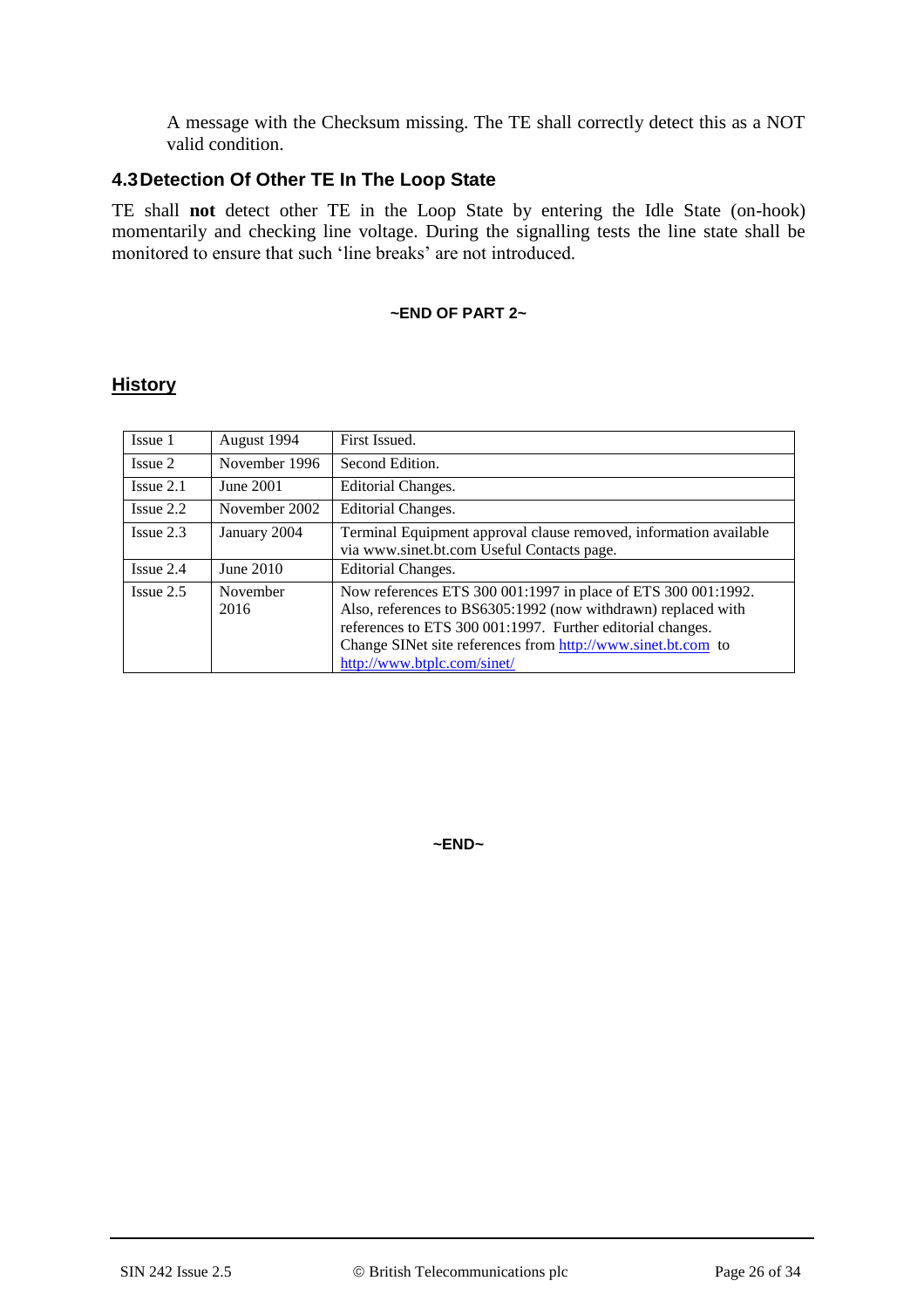A message with the Checksum missing. The TE shall correctly detect this as a NOT valid condition.

### 4.3 Detection Of Other TE In The Loop State

TE shall **not** detect other TE in the Loop State by entering the Idle State (on-hook) momentarily and checking line voltage. During the signalling tests the line state shall be monitored to ensure that such 'line breaks' are not introduced.

**~END OF PART 2~**

## History

| | | |
|---|---|---|
| Issue 1 | August 1994 | First Issued. |
| Issue 2 | November 1996 | Second Edition. |
| Issue 2.1 | June 2001 | Editorial Changes. |
| Issue 2.2 | November 2002 | Editorial Changes. |
| Issue 2.3 | January 2004 | Terminal Equipment approval clause removed, information available via www.sinet.bt.com Useful Contacts page. |
| Issue 2.4 | June 2010 | Editorial Changes. |
| Issue 2.5 | November 2016 | Now references ETS 300 001:1997 in place of ETS 300 001:1992. Also, references to BS6305:1992 (now withdrawn) replaced with references to ETS 300 001:1997. Further editorial changes. Change SINet site references from http://www.sinet.bt.com to http://www.btplc.com/sinet/ |

**~END~**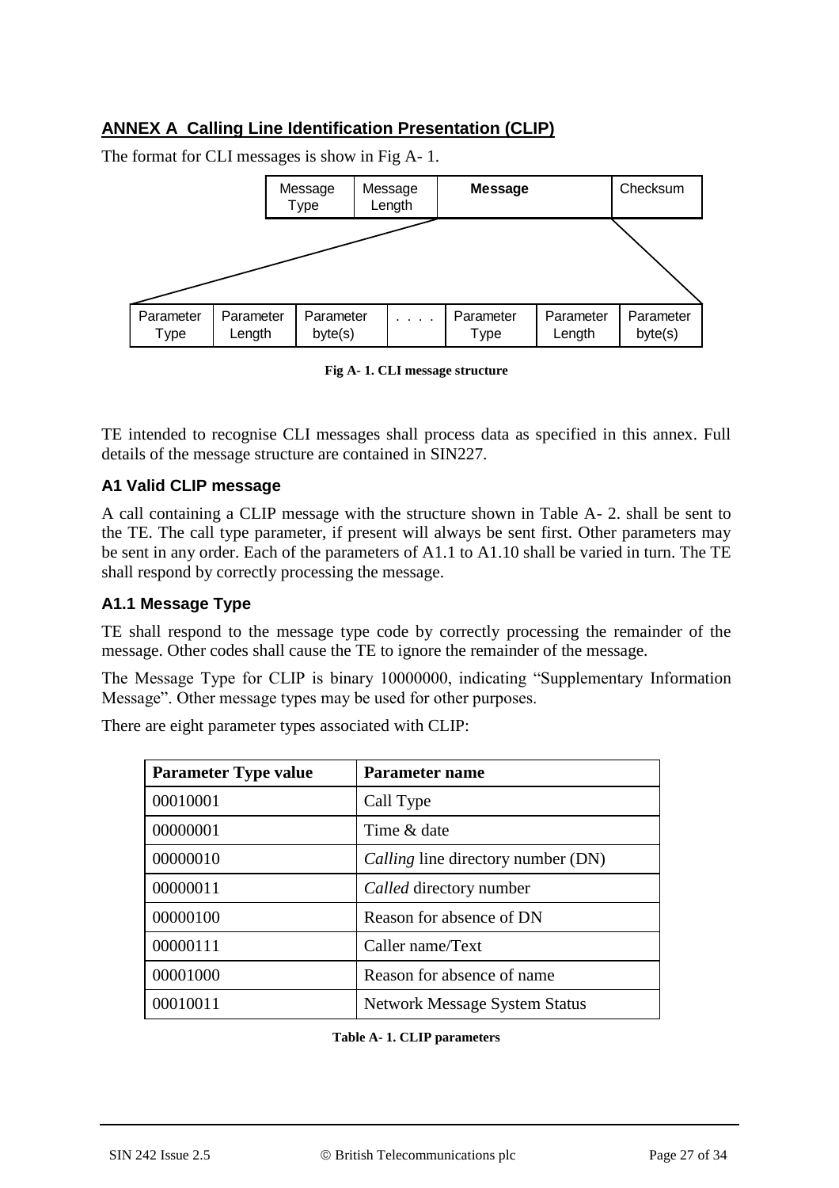## ANNEX A  Calling Line Identification Presentation (CLIP)

The format for CLI messages is show in Fig A- 1.

| Message Type | Message Length | **Message** | Checksum |
|---|---|---|---|

| Parameter Type | Parameter Length | Parameter byte(s) | . . . . | Parameter Type | Parameter Length | Parameter byte(s) |
|---|---|---|---|---|---|---|

**Fig A- 1. CLI message structure**

TE intended to recognise CLI messages shall process data as specified in this annex. Full details of the message structure are contained in SIN227.

### A1 Valid CLIP message

A call containing a CLIP message with the structure shown in Table A- 2. shall be sent to the TE. The call type parameter, if present will always be sent first. Other parameters may be sent in any order. Each of the parameters of A1.1 to A1.10 shall be varied in turn. The TE shall respond by correctly processing the message.

### A1.1 Message Type

TE shall respond to the message type code by correctly processing the remainder of the message. Other codes shall cause the TE to ignore the remainder of the message.

The Message Type for CLIP is binary 10000000, indicating "Supplementary Information Message". Other message types may be used for other purposes.

There are eight parameter types associated with CLIP:

| Parameter Type value | Parameter name |
|---|---|
| 00010001 | Call Type |
| 00000001 | Time & date |
| 00000010 | *Calling* line directory number (DN) |
| 00000011 | *Called* directory number |
| 00000100 | Reason for absence of DN |
| 00000111 | Caller name/Text |
| 00001000 | Reason for absence of name |
| 00010011 | Network Message System Status |

**Table A- 1. CLIP parameters**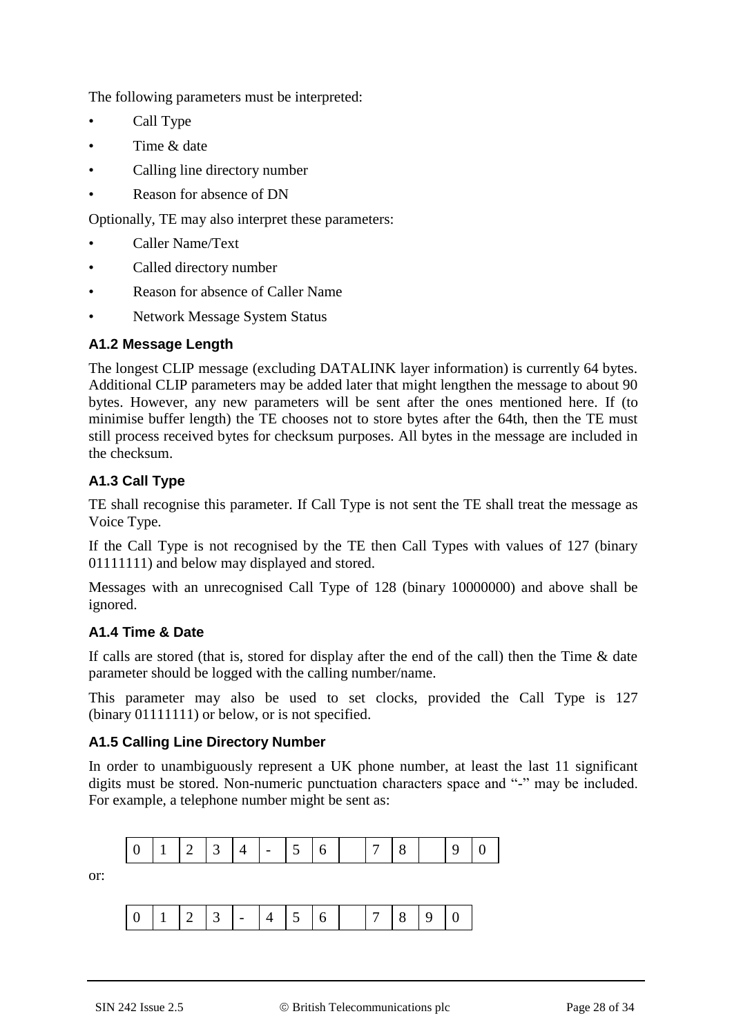The following parameters must be interpreted:

- Call Type
- Time & date
- Calling line directory number
- Reason for absence of DN

Optionally, TE may also interpret these parameters:

- Caller Name/Text
- Called directory number
- Reason for absence of Caller Name
- Network Message System Status

### A1.2 Message Length

The longest CLIP message (excluding DATALINK layer information) is currently 64 bytes. Additional CLIP parameters may be added later that might lengthen the message to about 90 bytes. However, any new parameters will be sent after the ones mentioned here. If (to minimise buffer length) the TE chooses not to store bytes after the 64th, then the TE must still process received bytes for checksum purposes. All bytes in the message are included in the checksum.

### A1.3 Call Type

TE shall recognise this parameter. If Call Type is not sent the TE shall treat the message as Voice Type.

If the Call Type is not recognised by the TE then Call Types with values of 127 (binary 01111111) and below may displayed and stored.

Messages with an unrecognised Call Type of 128 (binary 10000000) and above shall be ignored.

### A1.4 Time & Date

If calls are stored (that is, stored for display after the end of the call) then the Time & date parameter should be logged with the calling number/name.

This parameter may also be used to set clocks, provided the Call Type is 127 (binary 01111111) or below, or is not specified.

### A1.5 Calling Line Directory Number

In order to unambiguously represent a UK phone number, at least the last 11 significant digits must be stored. Non-numeric punctuation characters space and "-" may be included. For example, a telephone number might be sent as:

| 0 | 1 | 2 | 3 | 4 | - | 5 | 6 |  | 7 | 8 |  | 9 | 0 |
|---|---|---|---|---|---|---|---|---|---|---|---|---|---|

or:

| 0 | 1 | 2 | 3 | - | 4 | 5 | 6 |  | 7 | 8 | 9 | 0 |
|---|---|---|---|---|---|---|---|---|---|---|---|---|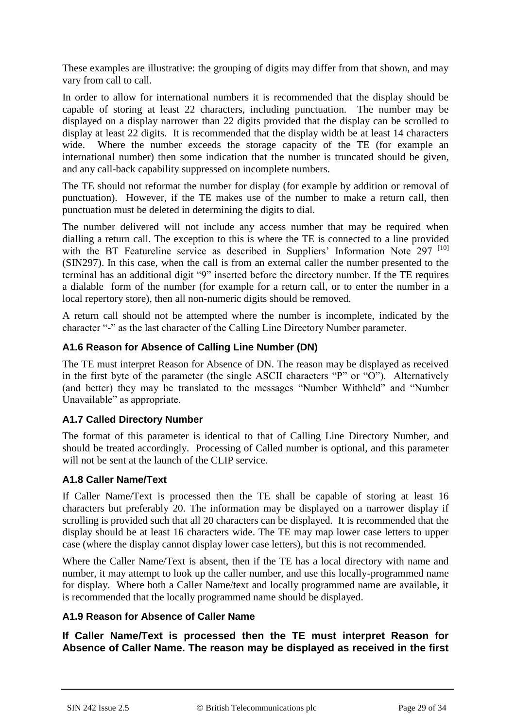These examples are illustrative: the grouping of digits may differ from that shown, and may vary from call to call.

In order to allow for international numbers it is recommended that the display should be capable of storing at least 22 characters, including punctuation. The number may be displayed on a display narrower than 22 digits provided that the display can be scrolled to display at least 22 digits. It is recommended that the display width be at least 14 characters wide. Where the number exceeds the storage capacity of the TE (for example an international number) then some indication that the number is truncated should be given, and any call-back capability suppressed on incomplete numbers.

The TE should not reformat the number for display (for example by addition or removal of punctuation). However, if the TE makes use of the number to make a return call, then punctuation must be deleted in determining the digits to dial.

The number delivered will not include any access number that may be required when dialling a return call. The exception to this is where the TE is connected to a line provided with the BT Featureline service as described in Suppliers' Information Note 297 [10] (SIN297). In this case, when the call is from an external caller the number presented to the terminal has an additional digit "9" inserted before the directory number. If the TE requires a dialable form of the number (for example for a return call, or to enter the number in a local repertory store), then all non-numeric digits should be removed.

A return call should not be attempted where the number is incomplete, indicated by the character "-" as the last character of the Calling Line Directory Number parameter.

### A1.6 Reason for Absence of Calling Line Number (DN)

The TE must interpret Reason for Absence of DN. The reason may be displayed as received in the first byte of the parameter (the single ASCII characters "P" or "O"). Alternatively (and better) they may be translated to the messages "Number Withheld" and "Number Unavailable" as appropriate.

### A1.7 Called Directory Number

The format of this parameter is identical to that of Calling Line Directory Number, and should be treated accordingly. Processing of Called number is optional, and this parameter will not be sent at the launch of the CLIP service.

### A1.8 Caller Name/Text

If Caller Name/Text is processed then the TE shall be capable of storing at least 16 characters but preferably 20. The information may be displayed on a narrower display if scrolling is provided such that all 20 characters can be displayed. It is recommended that the display should be at least 16 characters wide. The TE may map lower case letters to upper case (where the display cannot display lower case letters), but this is not recommended.

Where the Caller Name/Text is absent, then if the TE has a local directory with name and number, it may attempt to look up the caller number, and use this locally-programmed name for display. Where both a Caller Name/text and locally programmed name are available, it is recommended that the locally programmed name should be displayed.

### A1.9 Reason for Absence of Caller Name

**If Caller Name/Text is processed then the TE must interpret Reason for Absence of Caller Name. The reason may be displayed as received in the first**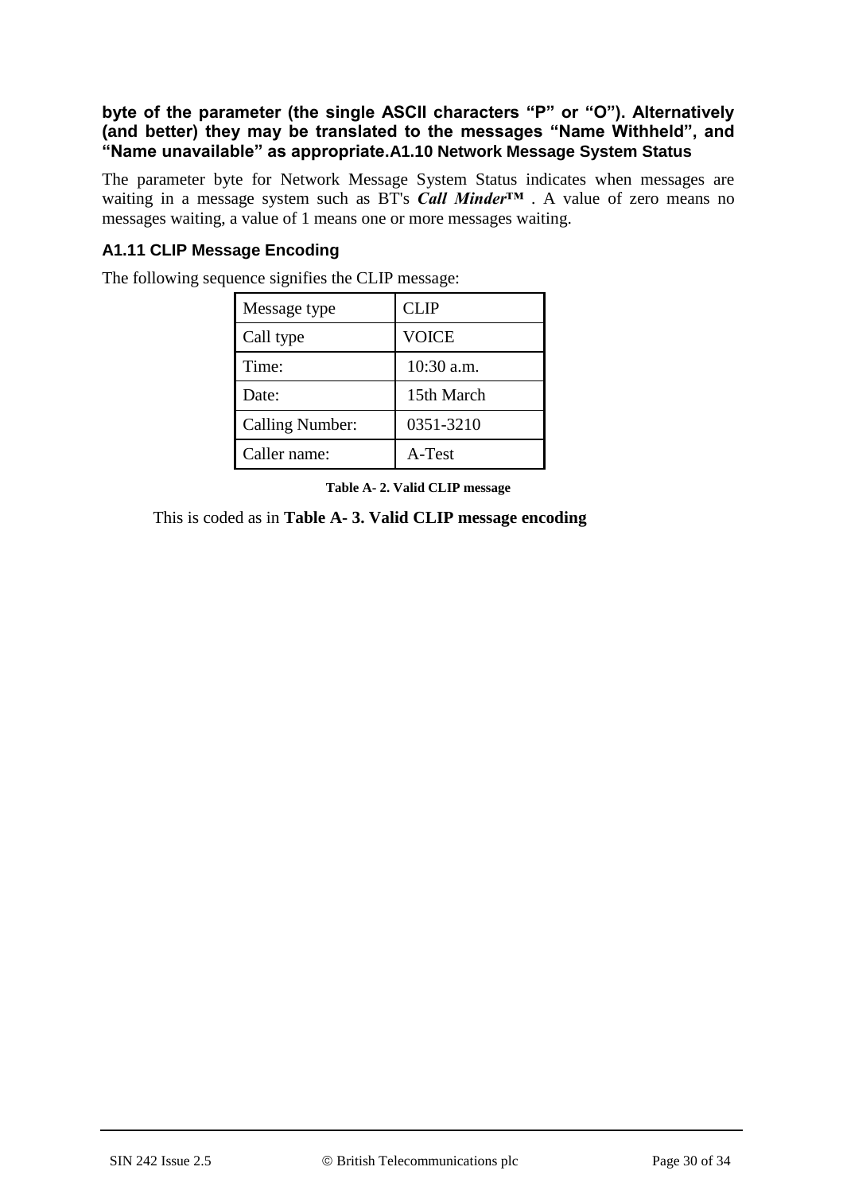**byte of the parameter (the single ASCII characters "P" or "O"). Alternatively (and better) they may be translated to the messages "Name Withheld", and "Name unavailable" as appropriate.**

### A1.10 Network Message System Status

The parameter byte for Network Message System Status indicates when messages are waiting in a message system such as BT's ***Call Minder™*** . A value of zero means no messages waiting, a value of 1 means one or more messages waiting.

### A1.11 CLIP Message Encoding

The following sequence signifies the CLIP message:

| Message type | CLIP |
|---|---|
| Call type | VOICE |
| Time: | 10:30 a.m. |
| Date: | 15th March |
| Calling Number: | 0351-3210 |
| Caller name: | A-Test |

**Table A- 2. Valid CLIP message**

This is coded as in **Table A- 3. Valid CLIP message encoding**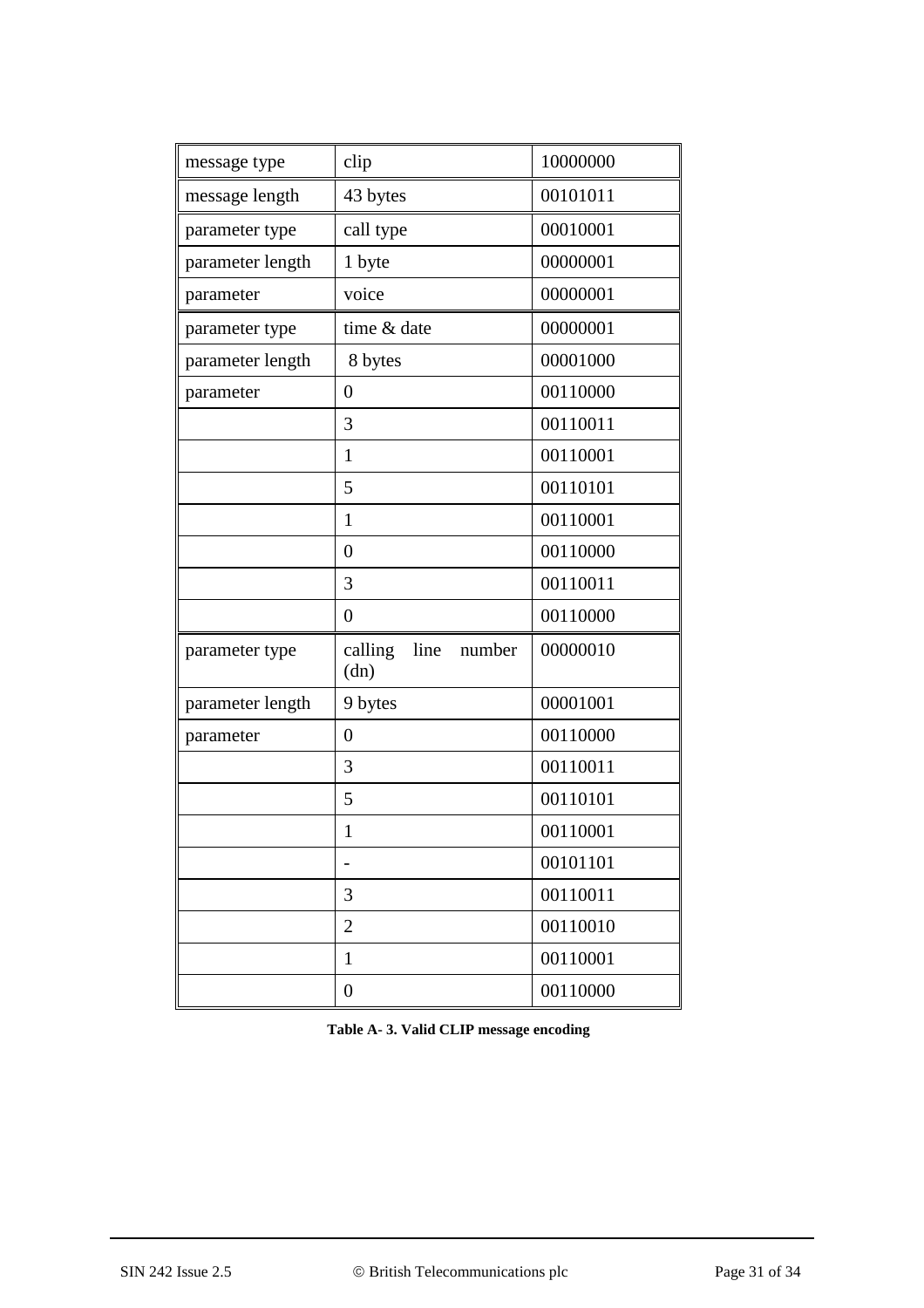| message type | clip | 10000000 |
|---|---|---|
| message length | 43 bytes | 00101011 |
| parameter type | call type | 00010001 |
| parameter length | 1 byte | 00000001 |
| parameter | voice | 00000001 |
| parameter type | time & date | 00000001 |
| parameter length | 8 bytes | 00001000 |
| parameter | 0 | 00110000 |
| | 3 | 00110011 |
| | 1 | 00110001 |
| | 5 | 00110101 |
| | 1 | 00110001 |
| | 0 | 00110000 |
| | 3 | 00110011 |
| | 0 | 00110000 |
| parameter type | calling line number (dn) | 00000010 |
| parameter length | 9 bytes | 00001001 |
| parameter | 0 | 00110000 |
| | 3 | 00110011 |
| | 5 | 00110101 |
| | 1 | 00110001 |
| | - | 00101101 |
| | 3 | 00110011 |
| | 2 | 00110010 |
| | 1 | 00110001 |
| | 0 | 00110000 |

**Table A- 3. Valid CLIP message encoding**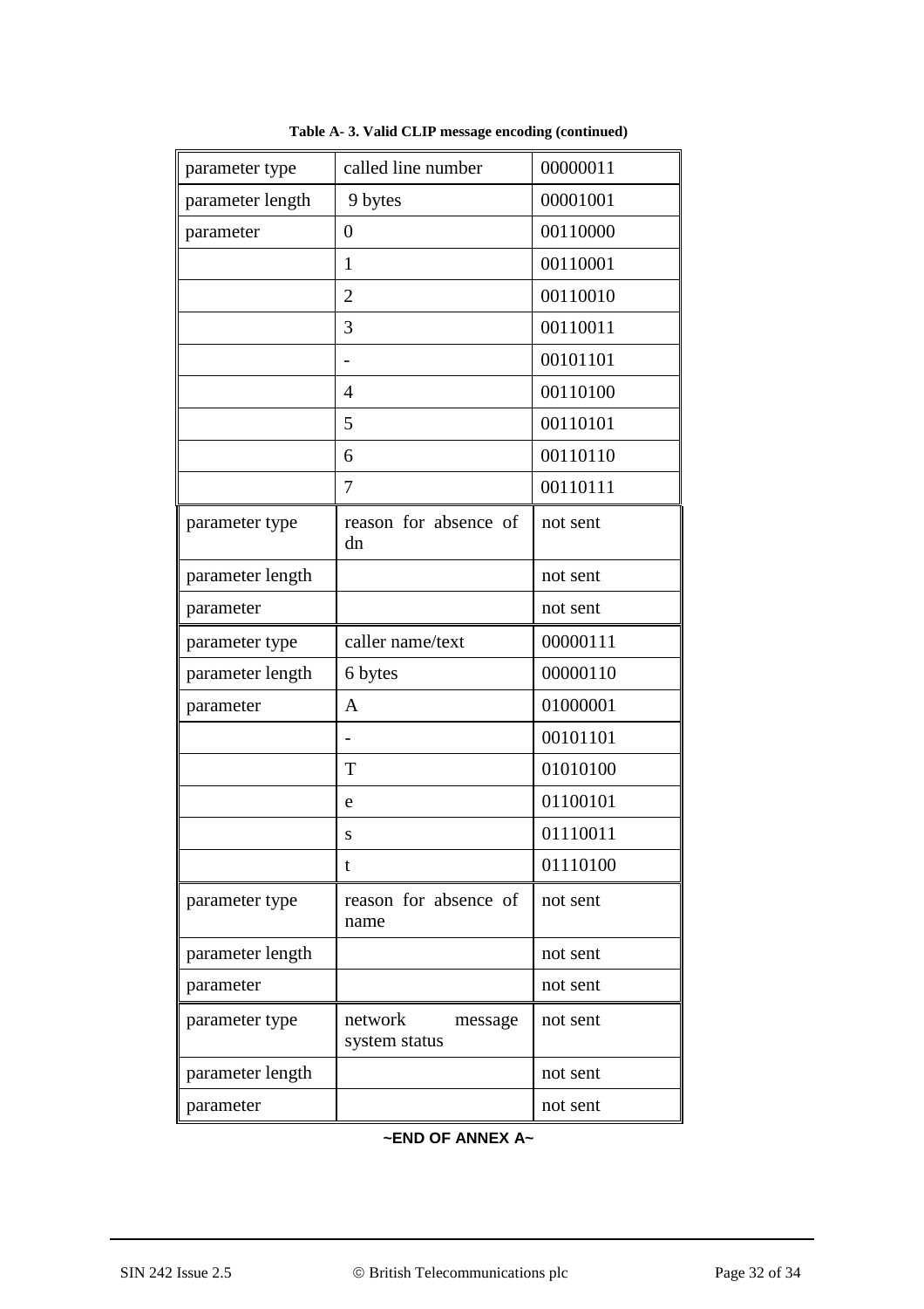**Table A- 3. Valid CLIP message encoding (continued)**

| | | |
|---|---|---|
| parameter type | called line number | 00000011 |
| parameter length | 9 bytes | 00001001 |
| parameter | 0 | 00110000 |
| | 1 | 00110001 |
| | 2 | 00110010 |
| | 3 | 00110011 |
| | - | 00101101 |
| | 4 | 00110100 |
| | 5 | 00110101 |
| | 6 | 00110110 |
| | 7 | 00110111 |
| parameter type | reason for absence of dn | not sent |
| parameter length | | not sent |
| parameter | | not sent |
| parameter type | caller name/text | 00000111 |
| parameter length | 6 bytes | 00000110 |
| parameter | A | 01000001 |
| | - | 00101101 |
| | T | 01010100 |
| | e | 01100101 |
| | s | 01110011 |
| | t | 01110100 |
| parameter type | reason for absence of name | not sent |
| parameter length | | not sent |
| parameter | | not sent |
| parameter type | network message system status | not sent |
| parameter length | | not sent |
| parameter | | not sent |

**~END OF ANNEX A~**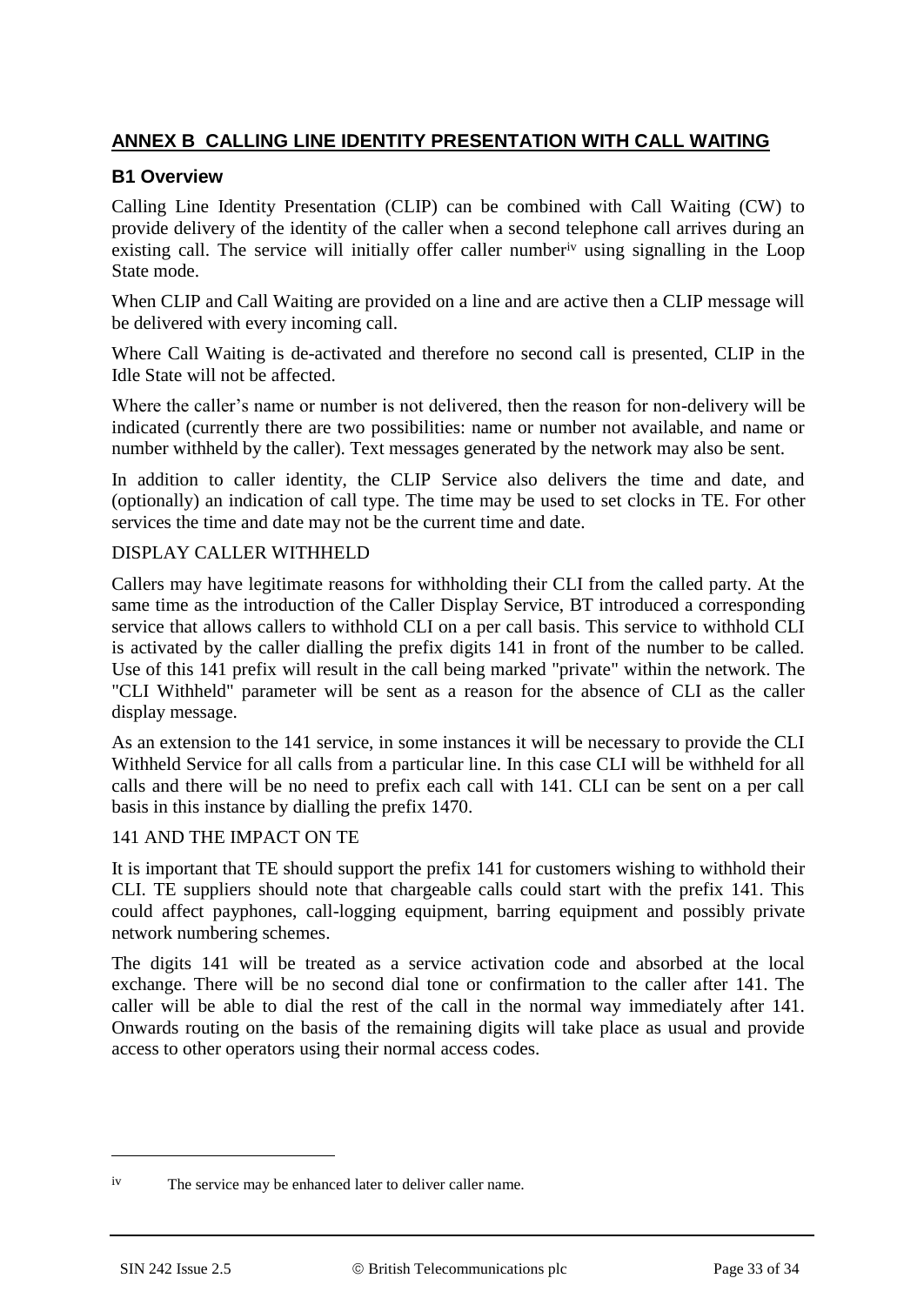## ANNEX B CALLING LINE IDENTITY PRESENTATION WITH CALL WAITING

### B1 Overview

Calling Line Identity Presentation (CLIP) can be combined with Call Waiting (CW) to provide delivery of the identity of the caller when a second telephone call arrives during an existing call. The service will initially offer caller number[iv] using signalling in the Loop State mode.

When CLIP and Call Waiting are provided on a line and are active then a CLIP message will be delivered with every incoming call.

Where Call Waiting is de-activated and therefore no second call is presented, CLIP in the Idle State will not be affected.

Where the caller's name or number is not delivered, then the reason for non-delivery will be indicated (currently there are two possibilities: name or number not available, and name or number withheld by the caller). Text messages generated by the network may also be sent.

In addition to caller identity, the CLIP Service also delivers the time and date, and (optionally) an indication of call type. The time may be used to set clocks in TE. For other services the time and date may not be the current time and date.

DISPLAY CALLER WITHHELD

Callers may have legitimate reasons for withholding their CLI from the called party. At the same time as the introduction of the Caller Display Service, BT introduced a corresponding service that allows callers to withhold CLI on a per call basis. This service to withhold CLI is activated by the caller dialling the prefix digits 141 in front of the number to be called. Use of this 141 prefix will result in the call being marked "private" within the network. The "CLI Withheld" parameter will be sent as a reason for the absence of CLI as the caller display message.

As an extension to the 141 service, in some instances it will be necessary to provide the CLI Withheld Service for all calls from a particular line. In this case CLI will be withheld for all calls and there will be no need to prefix each call with 141. CLI can be sent on a per call basis in this instance by dialling the prefix 1470.

141 AND THE IMPACT ON TE

It is important that TE should support the prefix 141 for customers wishing to withhold their CLI. TE suppliers should note that chargeable calls could start with the prefix 141. This could affect payphones, call-logging equipment, barring equipment and possibly private network numbering schemes.

The digits 141 will be treated as a service activation code and absorbed at the local exchange. There will be no second dial tone or confirmation to the caller after 141. The caller will be able to dial the rest of the call in the normal way immediately after 141. Onwards routing on the basis of the remaining digits will take place as usual and provide access to other operators using their normal access codes.

---

[iv] The service may be enhanced later to deliver caller name.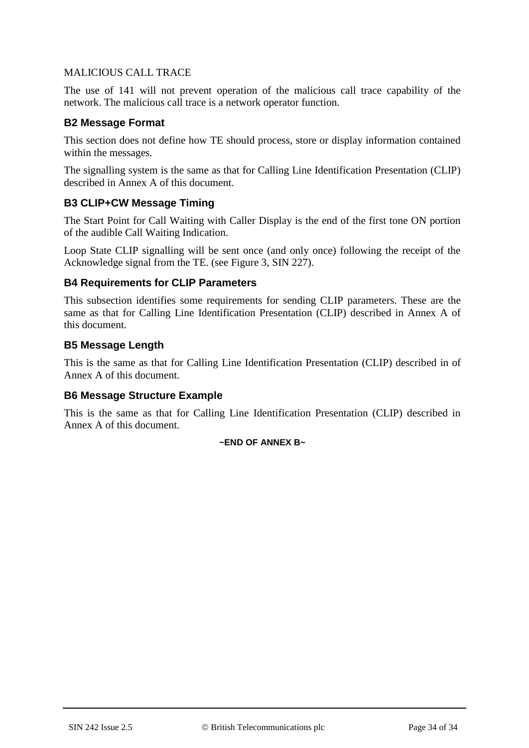MALICIOUS CALL TRACE

The use of 141 will not prevent operation of the malicious call trace capability of the network. The malicious call trace is a network operator function.

### B2 Message Format

This section does not define how TE should process, store or display information contained within the messages.

The signalling system is the same as that for Calling Line Identification Presentation (CLIP) described in Annex A of this document.

### B3 CLIP+CW Message Timing

The Start Point for Call Waiting with Caller Display is the end of the first tone ON portion of the audible Call Waiting Indication.

Loop State CLIP signalling will be sent once (and only once) following the receipt of the Acknowledge signal from the TE. (see Figure 3, SIN 227).

### B4 Requirements for CLIP Parameters

This subsection identifies some requirements for sending CLIP parameters. These are the same as that for Calling Line Identification Presentation (CLIP) described in Annex A of this document.

### B5 Message Length

This is the same as that for Calling Line Identification Presentation (CLIP) described in of Annex A of this document.

### B6 Message Structure Example

This is the same as that for Calling Line Identification Presentation (CLIP) described in Annex A of this document.

**~END OF ANNEX B~**